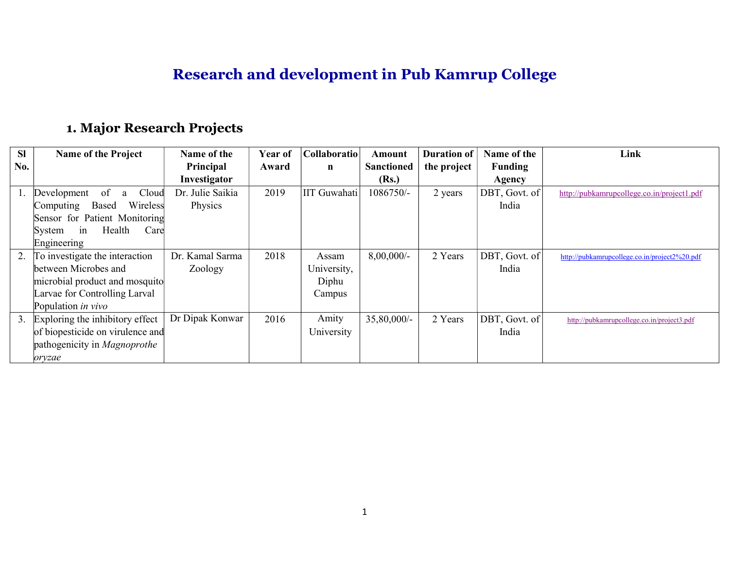# Research and development in Pub Kamrup College

## 1. Major Research Projects

| Sl No. | Name of the Project | Name of the Principal Investigator | Year of Award | Collaboration | Amount Sanctioned (Rs.) | Duration of the project | Name of the Funding Agency | Link |
|---|---|---|---|---|---|---|---|---|
| 1. | Development of a Cloud Computing Based Wireless Sensor for Patient Monitoring System in Health Care Engineering | Dr. Julie Saikia Physics | 2019 | IIT Guwahati | 1086750/- | 2 years | DBT, Govt. of India | http://pubkamrupcollege.co.in/project1.pdf |
| 2. | To investigate the interaction between Microbes and microbial product and mosquito Larvae for Controlling Larval Population *in vivo* | Dr. Kamal Sarma Zoology | 2018 | Assam University, Diphu Campus | 8,00,000/- | 2 Years | DBT, Govt. of India | http://pubkamrupcollege.co.in/project2%20.pdf |
| 3. | Exploring the inhibitory effect of biopesticide on virulence and pathogenicity in *Magnoprothe oryzae* | Dr Dipak Konwar | 2016 | Amity University | 35,80,000/- | 2 Years | DBT, Govt. of India | http://pubkamrupcollege.co.in/project3.pdf |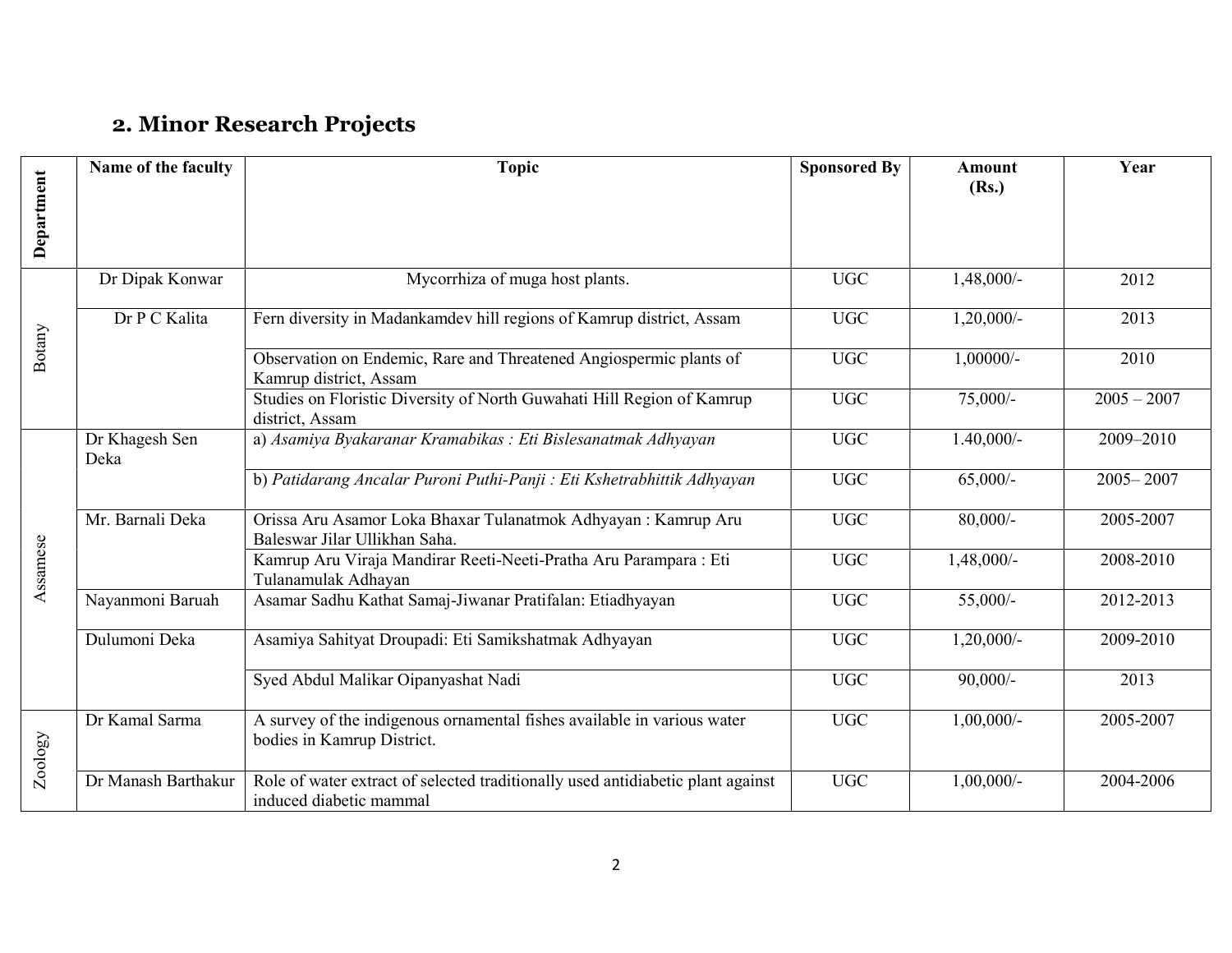## 2. Minor Research Projects

| Department | Name of the faculty | Topic | Sponsored By | Amount (Rs.) | Year |
|---|---|---|---|---|---|
| Botany | Dr Dipak Konwar | Mycorrhiza of muga host plants. | UGC | 1,48,000/- | 2012 |
| | Dr P C Kalita | Fern diversity in Madankamdev hill regions of Kamrup district, Assam | UGC | 1,20,000/- | 2013 |
| | | Observation on Endemic, Rare and Threatened Angiospermic plants of Kamrup district, Assam | UGC | 1,00000/- | 2010 |
| | | Studies on Floristic Diversity of North Guwahati Hill Region of Kamrup district, Assam | UGC | 75,000/- | 2005 – 2007 |
| Assamese | Dr Khagesh Sen Deka | a) *Asamiya Byakaranar Kramabikas : Eti Bislesanatmak Adhyayan* | UGC | 1.40,000/- | 2009–2010 |
| | | b) *Patidarang Ancalar Puroni Puthi-Panji : Eti Kshetrabhittik Adhyayan* | UGC | 65,000/- | 2005– 2007 |
| | Mr. Barnali Deka | Orissa Aru Asamor Loka Bhaxar Tulanatmok Adhyayan : Kamrup Aru Baleswar Jilar Ullikhan Saha. | UGC | 80,000/- | 2005-2007 |
| | | Kamrup Aru Viraja Mandirar Reeti-Neeti-Pratha Aru Parampara : Eti Tulanamulak Adhayan | UGC | 1,48,000/- | 2008-2010 |
| | Nayanmoni Baruah | Asamar Sadhu Kathat Samaj-Jiwanar Pratifalan: Etiadhyayan | UGC | 55,000/- | 2012-2013 |
| | Dulumoni Deka | Asamiya Sahityat Droupadi: Eti Samikshatmak Adhyayan | UGC | 1,20,000/- | 2009-2010 |
| | | Syed Abdul Malikar Oipanyashat Nadi | UGC | 90,000/- | 2013 |
| Zoology | Dr Kamal Sarma | A survey of the indigenous ornamental fishes available in various water bodies in Kamrup District. | UGC | 1,00,000/- | 2005-2007 |
| | Dr Manash Barthakur | Role of water extract of selected traditionally used antidiabetic plant against induced diabetic mammal | UGC | 1,00,000/- | 2004-2006 |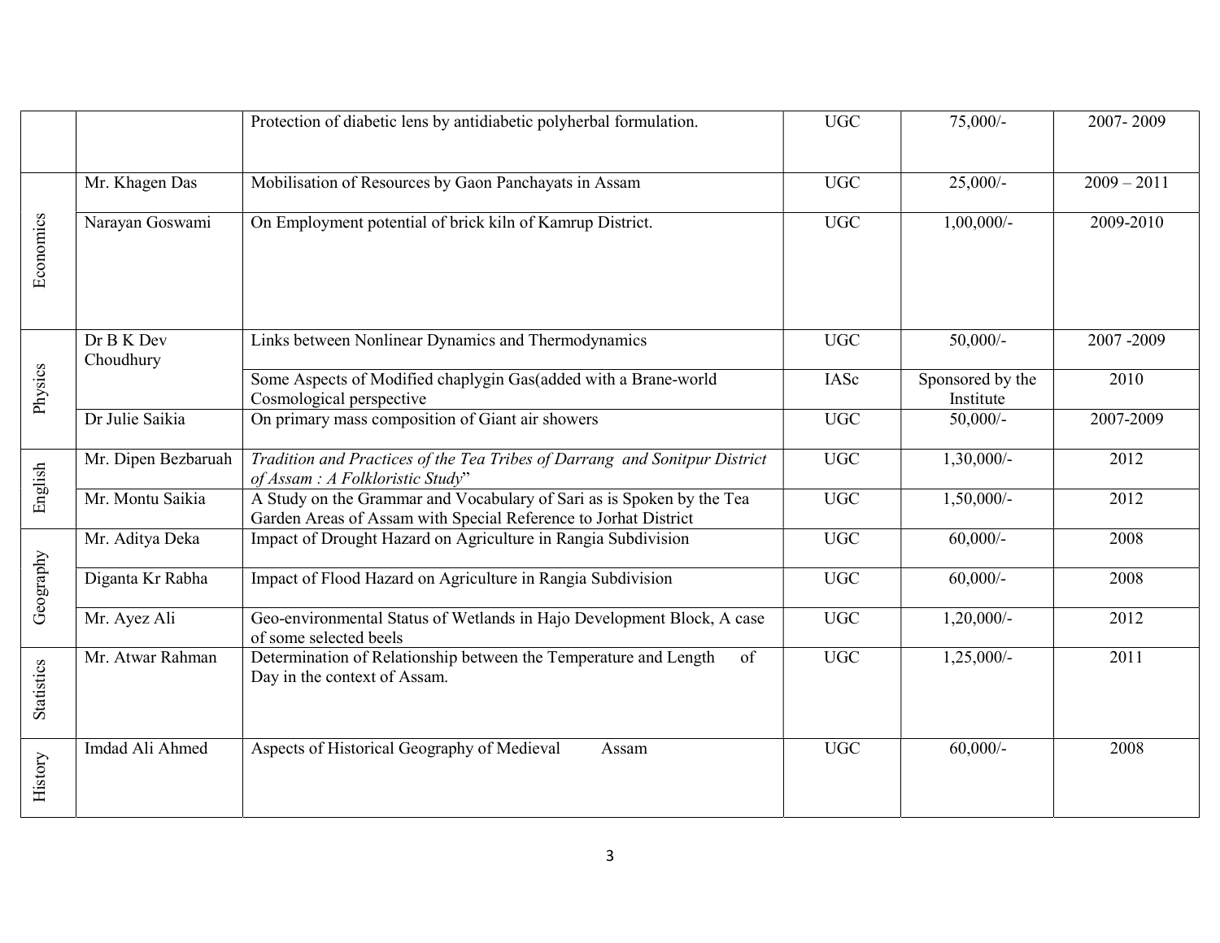| | | | | | |
|---|---|---|---|---|---|
| | | Protection of diabetic lens by antidiabetic polyherbal formulation. | UGC | 75,000/- | 2007- 2009 |
| Economics | Mr. Khagen Das | Mobilisation of Resources by Gaon Panchayats in Assam | UGC | 25,000/- | 2009 – 2011 |
| | Narayan Goswami | On Employment potential of brick kiln of Kamrup District. | UGC | 1,00,000/- | 2009-2010 |
| Physics | Dr B K Dev Choudhury | Links between Nonlinear Dynamics and Thermodynamics | UGC | 50,000/- | 2007 -2009 |
| | | Some Aspects of Modified chaplygin Gas(added with a Brane-world Cosmological perspective | IASc | Sponsored by the Institute | 2010 |
| | Dr Julie Saikia | On primary mass composition of Giant air showers | UGC | 50,000/- | 2007-2009 |
| English | Mr. Dipen Bezbaruah | *Tradition and Practices of the Tea Tribes of Darrang and Sonitpur District of Assam : A Folkloristic Study*" | UGC | 1,30,000/- | 2012 |
| | Mr. Montu Saikia | A Study on the Grammar and Vocabulary of Sari as is Spoken by the Tea Garden Areas of Assam with Special Reference to Jorhat District | UGC | 1,50,000/- | 2012 |
| Geography | Mr. Aditya Deka | Impact of Drought Hazard on Agriculture in Rangia Subdivision | UGC | 60,000/- | 2008 |
| | Diganta Kr Rabha | Impact of Flood Hazard on Agriculture in Rangia Subdivision | UGC | 60,000/- | 2008 |
| | Mr. Ayez Ali | Geo-environmental Status of Wetlands in Hajo Development Block, A case of some selected beels | UGC | 1,20,000/- | 2012 |
| Statistics | Mr. Atwar Rahman | Determination of Relationship between the Temperature and Length of Day in the context of Assam. | UGC | 1,25,000/- | 2011 |
| History | Imdad Ali Ahmed | Aspects of Historical Geography of Medieval Assam | UGC | 60,000/- | 2008 |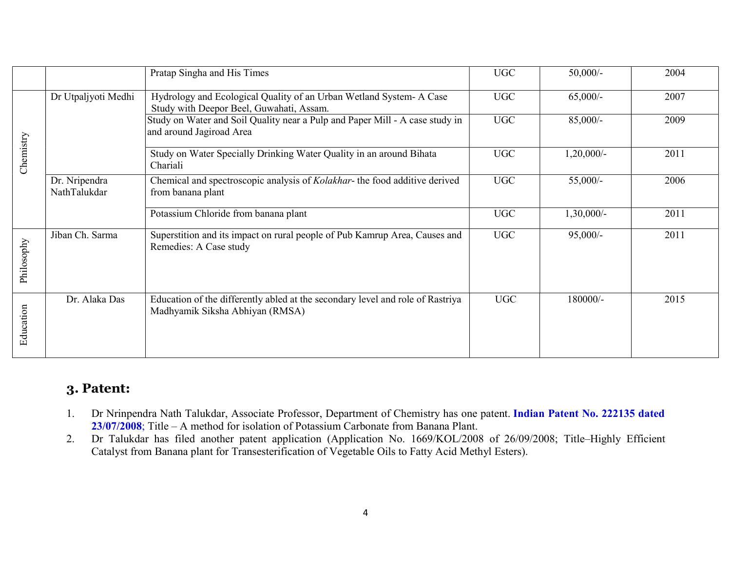| | | | | | |
|---|---|---|---|---|---|
| | | Pratap Singha and His Times | UGC | 50,000/- | 2004 |
| Chemistry | Dr Utpaljyoti Medhi | Hydrology and Ecological Quality of an Urban Wetland System- A Case Study with Deepor Beel, Guwahati, Assam. | UGC | 65,000/- | 2007 |
| | | Study on Water and Soil Quality near a Pulp and Paper Mill - A case study in and around Jagiroad Area | UGC | 85,000/- | 2009 |
| | | Study on Water Specially Drinking Water Quality in an around Bihata Chariali | UGC | 1,20,000/- | 2011 |
| | Dr. Nripendra NathTalukdar | Chemical and spectroscopic analysis of *Kolakhar*- the food additive derived from banana plant | UGC | 55,000/- | 2006 |
| | | Potassium Chloride from banana plant | UGC | 1,30,000/- | 2011 |
| Philosophy | Jiban Ch. Sarma | Superstition and its impact on rural people of Pub Kamrup Area, Causes and Remedies: A Case study | UGC | 95,000/- | 2011 |
| Education | Dr. Alaka Das | Education of the differently abled at the secondary level and role of Rastriya Madhyamik Siksha Abhiyan (RMSA) | UGC | 180000/- | 2015 |

## 3. Patent:

1. Dr Nrinpendra Nath Talukdar, Associate Professor, Department of Chemistry has one patent. **Indian Patent No. 222135 dated 23/07/2008**; Title – A method for isolation of Potassium Carbonate from Banana Plant.
2. Dr Talukdar has filed another patent application (Application No. 1669/KOL/2008 of 26/09/2008; Title–Highly Efficient Catalyst from Banana plant for Transesterification of Vegetable Oils to Fatty Acid Methyl Esters).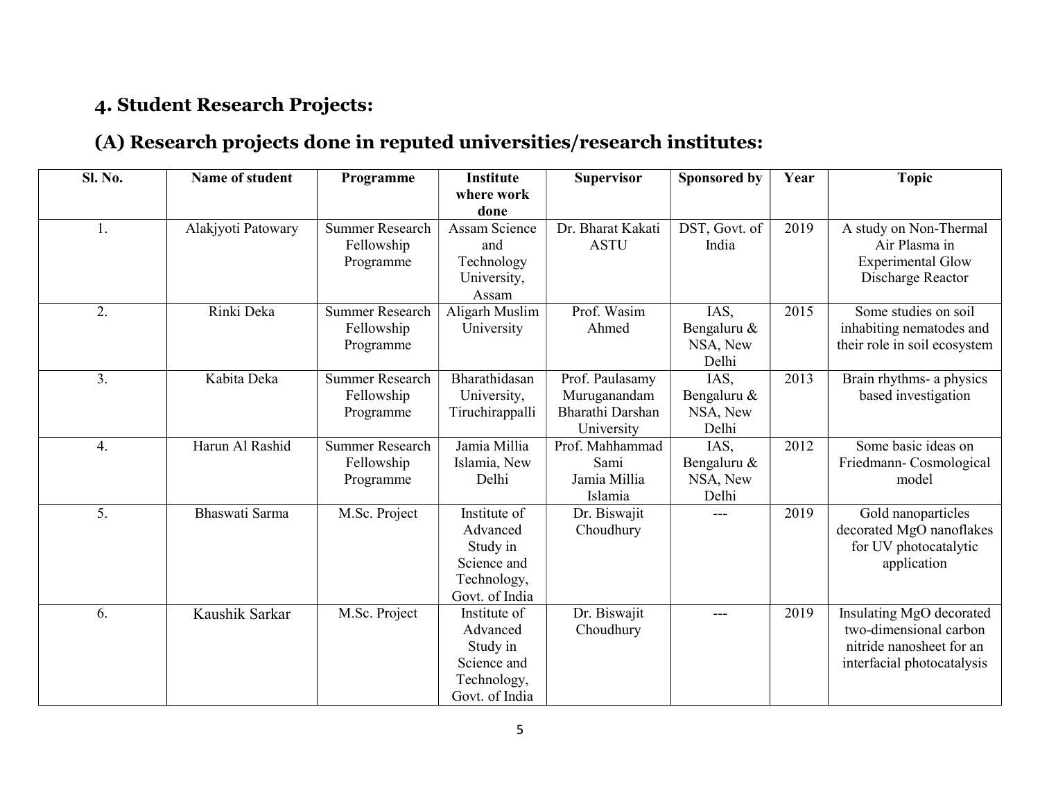## 4. Student Research Projects:

### (A) Research projects done in reputed universities/research institutes:

| Sl. No. | Name of student | Programme | Institute where work done | Supervisor | Sponsored by | Year | Topic |
|---|---|---|---|---|---|---|---|
| 1. | Alakjyoti Patowary | Summer Research Fellowship Programme | Assam Science and Technology University, Assam | Dr. Bharat Kakati ASTU | DST, Govt. of India | 2019 | A study on Non-Thermal Air Plasma in Experimental Glow Discharge Reactor |
| 2. | Rinki Deka | Summer Research Fellowship Programme | Aligarh Muslim University | Prof. Wasim Ahmed | IAS, Bengaluru & NSA, New Delhi | 2015 | Some studies on soil inhabiting nematodes and their role in soil ecosystem |
| 3. | Kabita Deka | Summer Research Fellowship Programme | Bharathidasan University, Tiruchirappalli | Prof. Paulasamy Muruganandam Bharathi Darshan University | IAS, Bengaluru & NSA, New Delhi | 2013 | Brain rhythms- a physics based investigation |
| 4. | Harun Al Rashid | Summer Research Fellowship Programme | Jamia Millia Islamia, New Delhi | Prof. Mahhammad Sami Jamia Millia Islamia | IAS, Bengaluru & NSA, New Delhi | 2012 | Some basic ideas on Friedmann- Cosmological model |
| 5. | Bhaswati Sarma | M.Sc. Project | Institute of Advanced Study in Science and Technology, Govt. of India | Dr. Biswajit Choudhury | --- | 2019 | Gold nanoparticles decorated MgO nanoflakes for UV photocatalytic application |
| 6. | Kaushik Sarkar | M.Sc. Project | Institute of Advanced Study in Science and Technology, Govt. of India | Dr. Biswajit Choudhury | --- | 2019 | Insulating MgO decorated two-dimensional carbon nitride nanosheet for an interfacial photocatalysis |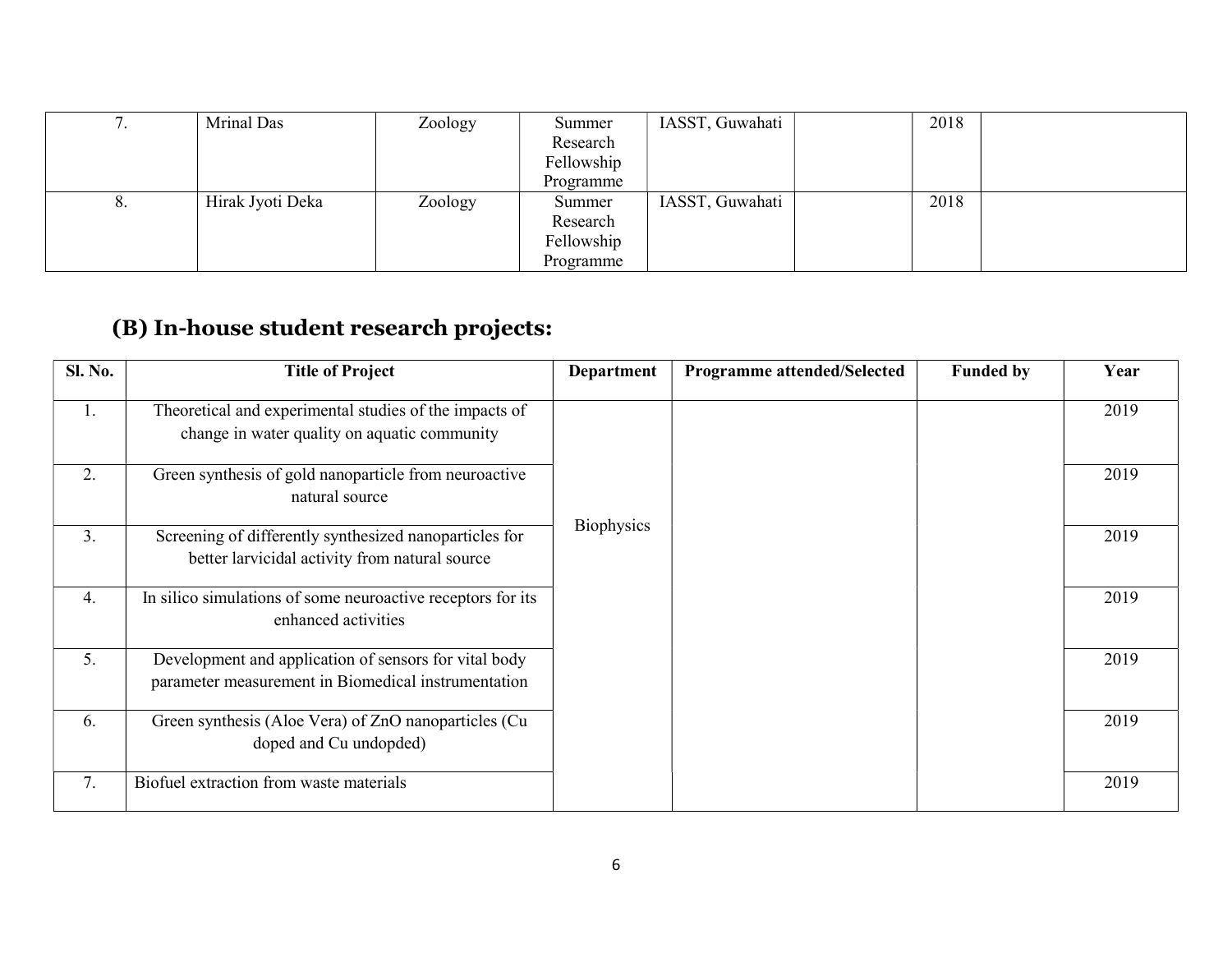| | | | | | | | |
|---|---|---|---|---|---|---|---|
| 7. | Mrinal Das | Zoology | Summer Research Fellowship Programme | IASST, Guwahati | | 2018 | |
| 8. | Hirak Jyoti Deka | Zoology | Summer Research Fellowship Programme | IASST, Guwahati | | 2018 | |

## (B) In-house student research projects:

| Sl. No. | Title of Project | Department | Programme attended/Selected | Funded by | Year |
|---|---|---|---|---|---|
| 1. | Theoretical and experimental studies of the impacts of change in water quality on aquatic community | Biophysics | | | 2019 |
| 2. | Green synthesis of gold nanoparticle from neuroactive natural source | | | | 2019 |
| 3. | Screening of differently synthesized nanoparticles for better larvicidal activity from natural source | | | | 2019 |
| 4. | In silico simulations of some neuroactive receptors for its enhanced activities | | | | 2019 |
| 5. | Development and application of sensors for vital body parameter measurement in Biomedical instrumentation | | | | 2019 |
| 6. | Green synthesis (Aloe Vera) of ZnO nanoparticles (Cu doped and Cu undopded) | | | | 2019 |
| 7. | Biofuel extraction from waste materials | | | | 2019 |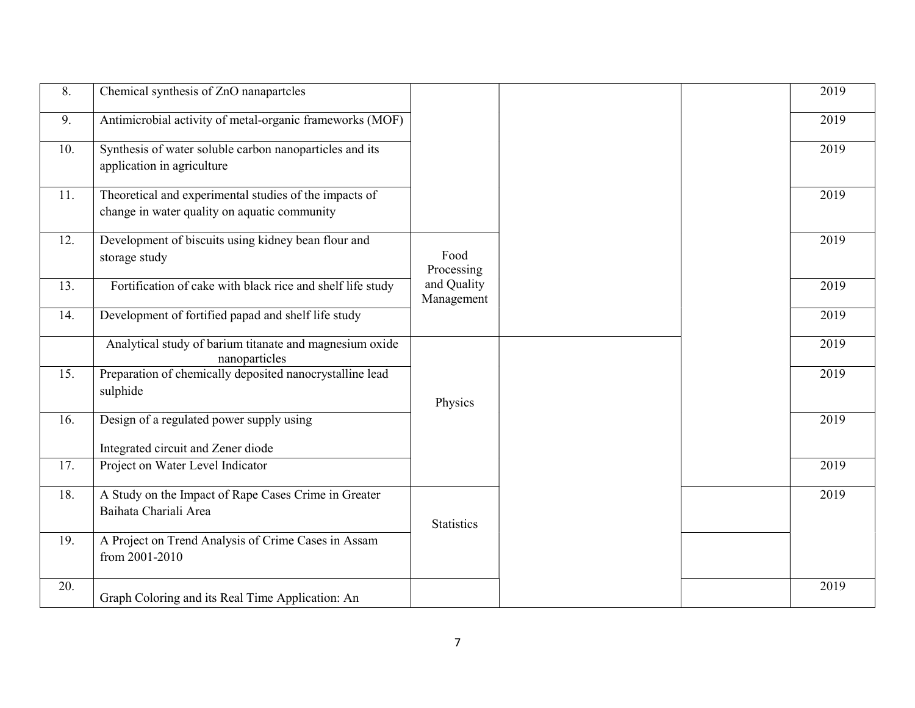| | | | | | |
|---|---|---|---|---|---|
| 8. | Chemical synthesis of ZnO nanapartcles | | | | 2019 |
| 9. | Antimicrobial activity of metal-organic frameworks (MOF) | | | | 2019 |
| 10. | Synthesis of water soluble carbon nanoparticles and its application in agriculture | | | | 2019 |
| 11. | Theoretical and experimental studies of the impacts of change in water quality on aquatic community | | | | 2019 |
| 12. | Development of biscuits using kidney bean flour and storage study | Food Processing and Quality Management | | | 2019 |
| 13. | Fortification of cake with black rice and shelf life study | | | | 2019 |
| 14. | Development of fortified papad and shelf life study | | | | 2019 |
| | Analytical study of barium titanate and magnesium oxide nanoparticles | Physics | | | 2019 |
| 15. | Preparation of chemically deposited nanocrystalline lead sulphide | | | | 2019 |
| 16. | Design of a regulated power supply using Integrated circuit and Zener diode | | | | 2019 |
| 17. | Project on Water Level Indicator | | | | 2019 |
| 18. | A Study on the Impact of Rape Cases Crime in Greater Baihata Chariali Area | Statistics | | | 2019 |
| 19. | A Project on Trend Analysis of Crime Cases in Assam from 2001-2010 | | | | |
| 20. | Graph Coloring and its Real Time Application: An | | | | 2019 |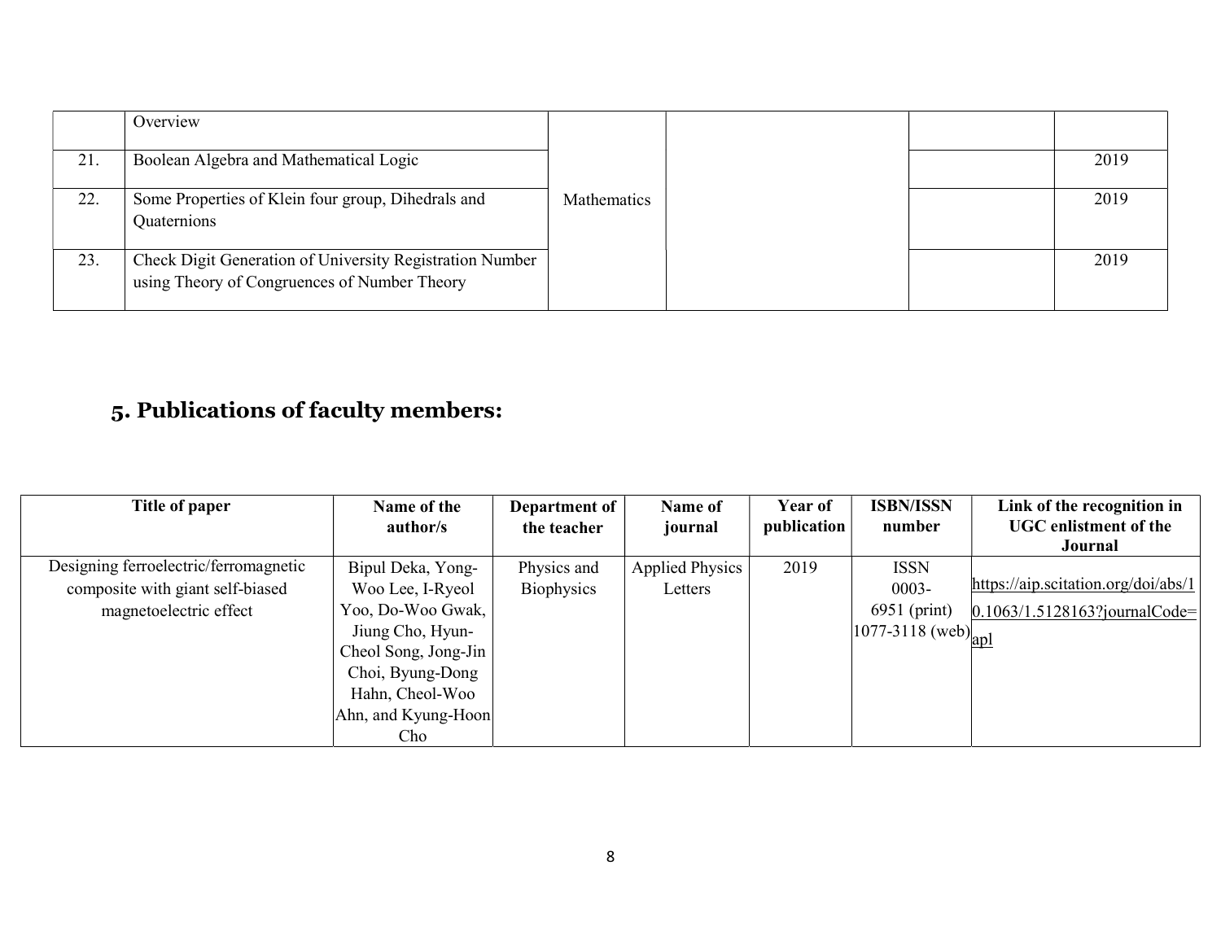| | | | | | |
|---|---|---|---|---|---|
| | Overview | | | | |
| 21. | Boolean Algebra and Mathematical Logic | Mathematics | | | 2019 |
| 22. | Some Properties of Klein four group, Dihedrals and Quaternions | | | | 2019 |
| 23. | Check Digit Generation of University Registration Number using Theory of Congruences of Number Theory | | | | 2019 |

## 5. Publications of faculty members:

| Title of paper | Name of the author/s | Department of the teacher | Name of journal | Year of publication | ISBN/ISSN number | Link of the recognition in UGC enlistment of the Journal |
|---|---|---|---|---|---|---|
| Designing ferroelectric/ferromagnetic composite with giant self-biased magnetoelectric effect | Bipul Deka, Yong-Woo Lee, I-Ryeol Yoo, Do-Woo Gwak, Jiung Cho, Hyun-Cheol Song, Jong-Jin Choi, Byung-Dong Hahn, Cheol-Woo Ahn, and Kyung-Hoon Cho | Physics and Biophysics | Applied Physics Letters | 2019 | ISSN 0003-6951 (print) 1077-3118 (web) | https://aip.scitation.org/doi/abs/10.1063/1.5128163?journalCode=apl |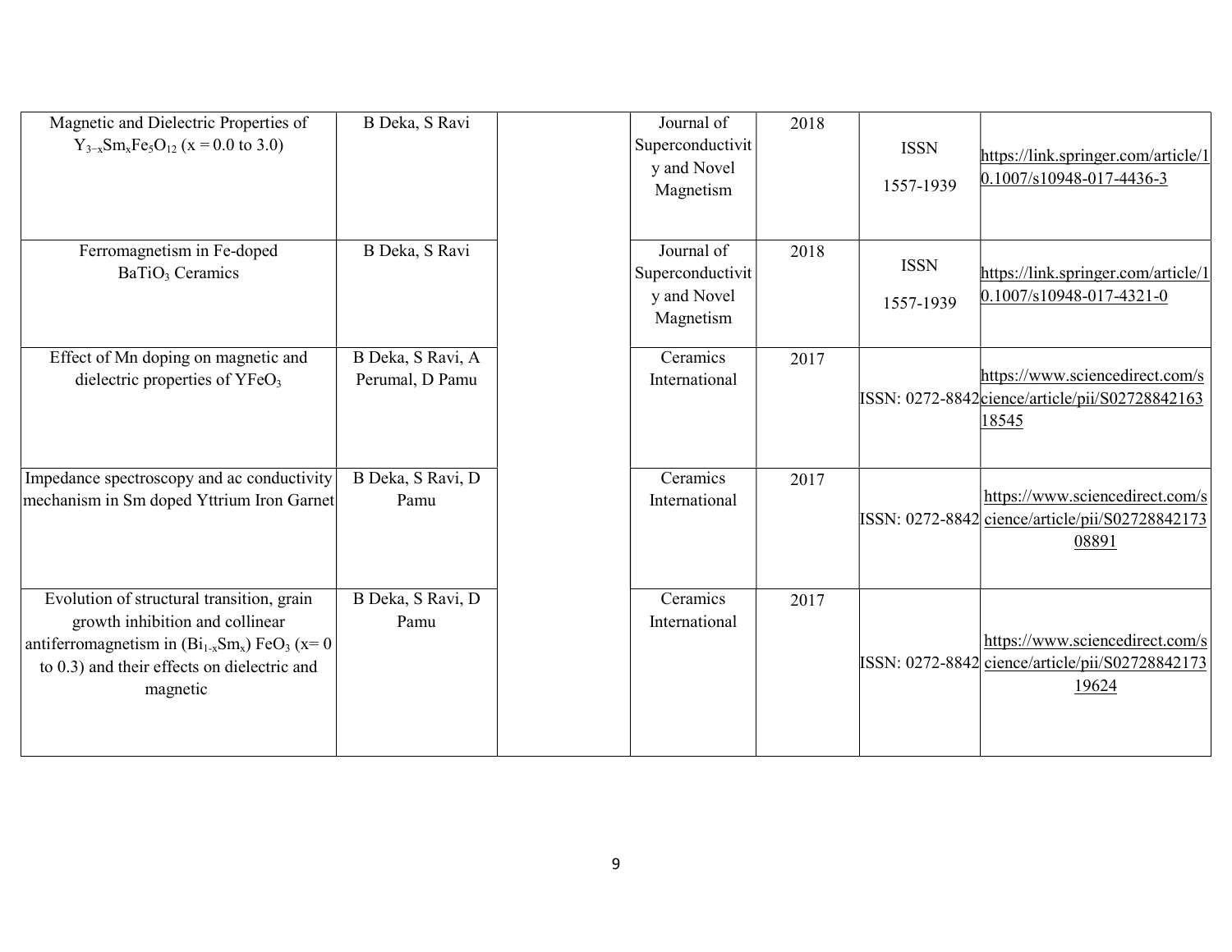| Magnetic and Dielectric Properties of $Y_{3-x}Sm_xFe_5O_{12}$ (x = 0.0 to 3.0) | B Deka, S Ravi | | Journal of Superconductivity and Novel Magnetism | 2018 | ISSN 1557-1939 | https://link.springer.com/article/10.1007/s10948-017-4436-3 |
|---|---|---|---|---|---|---|
| Ferromagnetism in Fe-doped $BaTiO_3$ Ceramics | B Deka, S Ravi | | Journal of Superconductivity and Novel Magnetism | 2018 | ISSN 1557-1939 | https://link.springer.com/article/10.1007/s10948-017-4321-0 |
| Effect of Mn doping on magnetic and dielectric properties of $YFeO_3$ | B Deka, S Ravi, A Perumal, D Pamu | | Ceramics International | 2017 | ISSN: 0272-8842 | https://www.sciencedirect.com/science/article/pii/S0272884216318545 |
| Impedance spectroscopy and ac conductivity mechanism in Sm doped Yttrium Iron Garnet | B Deka, S Ravi, D Pamu | | Ceramics International | 2017 | ISSN: 0272-8842 | https://www.sciencedirect.com/science/article/pii/S0272884217308891 |
| Evolution of structural transition, grain growth inhibition and collinear antiferromagnetism in $(Bi_{1-x}Sm_x)FeO_3$ (x= 0 to 0.3) and their effects on dielectric and magnetic | B Deka, S Ravi, D Pamu | | Ceramics International | 2017 | ISSN: 0272-8842 | https://www.sciencedirect.com/science/article/pii/S0272884217319624 |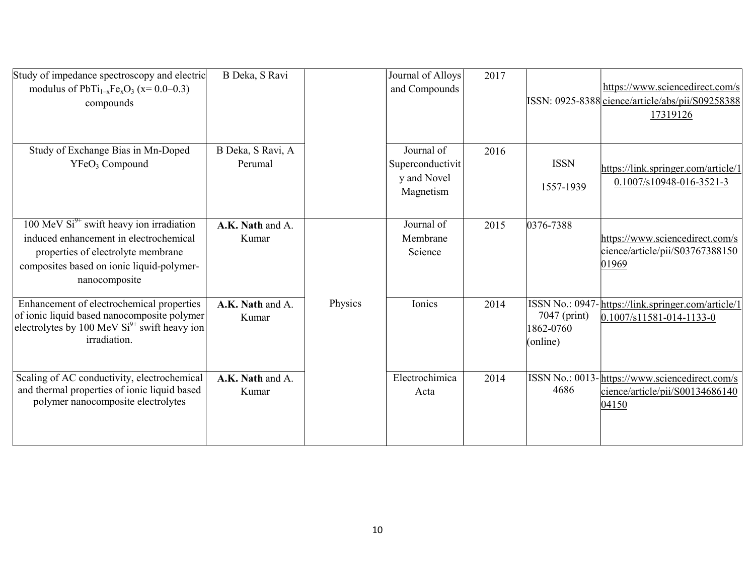| | | | | | | |
|---|---|---|---|---|---|---|
| Study of impedance spectroscopy and electric modulus of $PbTi_{1-x}Fe_xO_3$ (x= 0.0–0.3) compounds | B Deka, S Ravi | | Journal of Alloys and Compounds | 2017 | ISSN: 0925-8388 | https://www.sciencedirect.com/science/article/abs/pii/S0925838817319126 |
| Study of Exchange Bias in Mn-Doped $YFeO_3$ Compound | B Deka, S Ravi, A Perumal | | Journal of Superconductivity and Novel Magnetism | 2016 | ISSN 1557-1939 | https://link.springer.com/article/10.1007/s10948-016-3521-3 |
| 100 MeV $Si^{9+}$ swift heavy ion irradiation induced enhancement in electrochemical properties of electrolyte membrane composites based on ionic liquid-polymer-nanocomposite | **A.K. Nath** and A. Kumar | | Journal of Membrane Science | 2015 | 0376-7388 | https://www.sciencedirect.com/science/article/pii/S0376738815001969 |
| Enhancement of electrochemical properties of ionic liquid based nanocomposite polymer electrolytes by 100 MeV $Si^{9+}$ swift heavy ion irradiation. | **A.K. Nath** and A. Kumar | Physics | Ionics | 2014 | ISSN No.: 0947-7047 (print) 1862-0760 (online) | https://link.springer.com/article/10.1007/s11581-014-1133-0 |
| Scaling of AC conductivity, electrochemical and thermal properties of ionic liquid based polymer nanocomposite electrolytes | **A.K. Nath** and A. Kumar | | Electrochimica Acta | 2014 | ISSN No.: 0013-4686 | https://www.sciencedirect.com/science/article/pii/S0013468614004150 |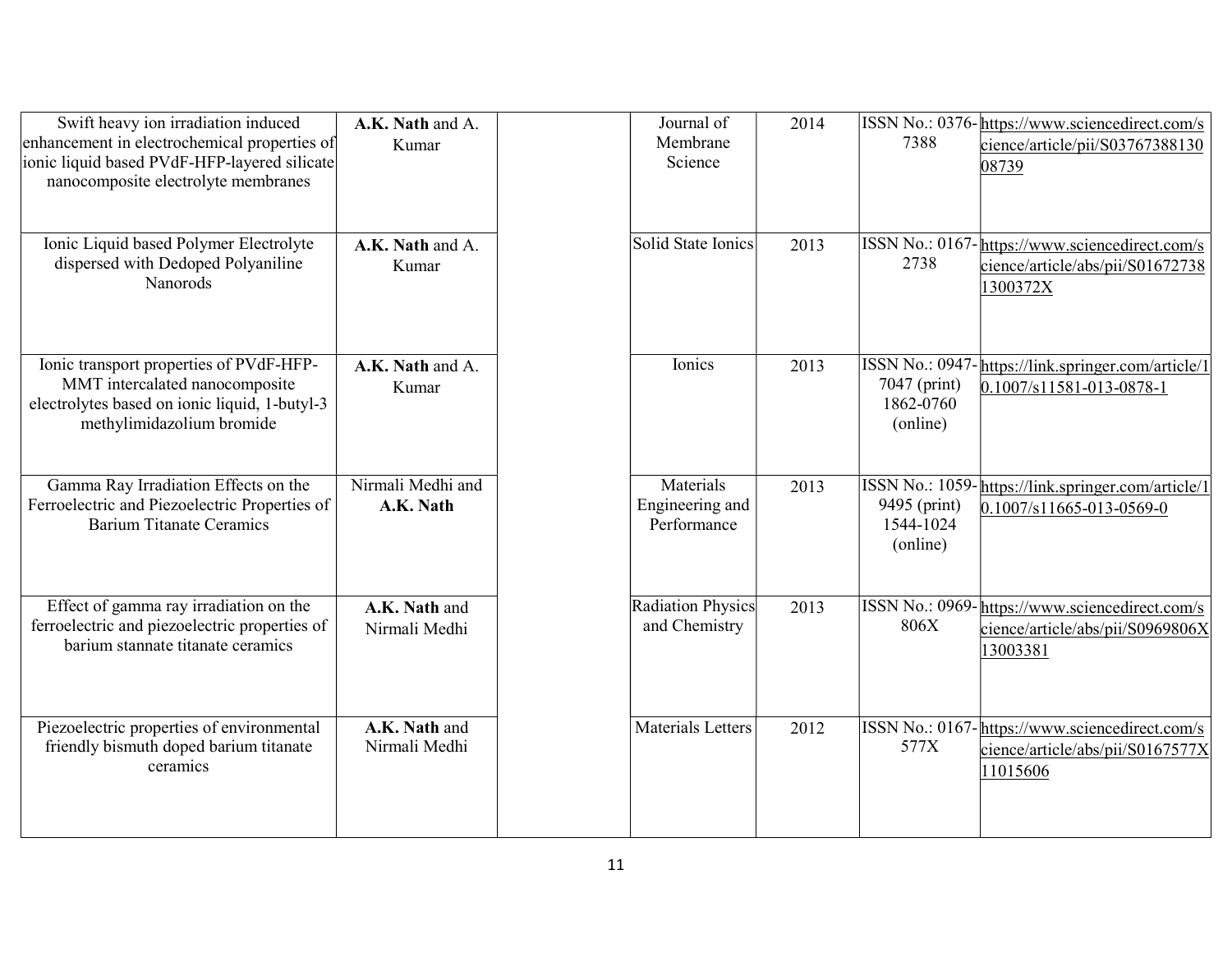| | | | | | | |
|---|---|---|---|---|---|---|
| Swift heavy ion irradiation induced enhancement in electrochemical properties of ionic liquid based PVdF-HFP-layered silicate nanocomposite electrolyte membranes | **A.K. Nath** and A. Kumar | | Journal of Membrane Science | 2014 | ISSN No.: 0376-7388 | https://www.sciencedirect.com/science/article/pii/S0376738813008739 |
| Ionic Liquid based Polymer Electrolyte dispersed with Dedoped Polyaniline Nanorods | **A.K. Nath** and A. Kumar | | Solid State Ionics | 2013 | ISSN No.: 0167-2738 | https://www.sciencedirect.com/science/article/abs/pii/S016727381300372X |
| Ionic transport properties of PVdF-HFP-MMT intercalated nanocomposite electrolytes based on ionic liquid, 1-butyl-3 methylimidazolium bromide | **A.K. Nath** and A. Kumar | | Ionics | 2013 | ISSN No.: 0947-7047 (print) 1862-0760 (online) | https://link.springer.com/article/10.1007/s11581-013-0878-1 |
| Gamma Ray Irradiation Effects on the Ferroelectric and Piezoelectric Properties of Barium Titanate Ceramics | Nirmali Medhi and **A.K. Nath** | | Materials Engineering and Performance | 2013 | ISSN No.: 1059-9495 (print) 1544-1024 (online) | https://link.springer.com/article/10.1007/s11665-013-0569-0 |
| Effect of gamma ray irradiation on the ferroelectric and piezoelectric properties of barium stannate titanate ceramics | **A.K. Nath** and Nirmali Medhi | | Radiation Physics and Chemistry | 2013 | ISSN No.: 0969-806X | https://www.sciencedirect.com/science/article/abs/pii/S0969806X13003381 |
| Piezoelectric properties of environmental friendly bismuth doped barium titanate ceramics | **A.K. Nath** and Nirmali Medhi | | Materials Letters | 2012 | ISSN No.: 0167-577X | https://www.sciencedirect.com/science/article/abs/pii/S0167577X11015606 |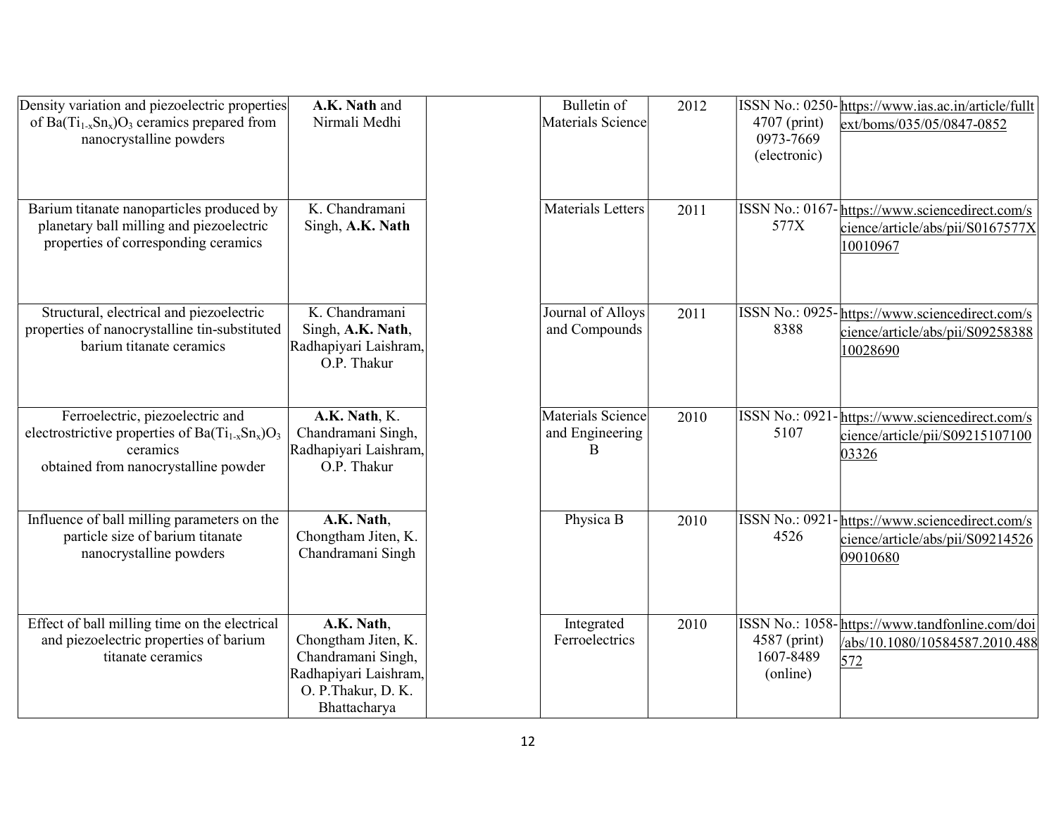| | | | | | | |
|---|---|---|---|---|---|---|
| Density variation and piezoelectric properties of $Ba(Ti_{1-x}Sn_x)O_3$ ceramics prepared from nanocrystalline powders | **A.K. Nath** and Nirmali Medhi | | Bulletin of Materials Science | 2012 | ISSN No.: 0250-4707 (print) 0973-7669 (electronic) | https://www.ias.ac.in/article/fulltext/boms/035/05/0847-0852 |
| Barium titanate nanoparticles produced by planetary ball milling and piezoelectric properties of corresponding ceramics | K. Chandramani Singh, **A.K. Nath** | | Materials Letters | 2011 | ISSN No.: 0167-577X | https://www.sciencedirect.com/science/article/abs/pii/S0167577X10010967 |
| Structural, electrical and piezoelectric properties of nanocrystalline tin-substituted barium titanate ceramics | K. Chandramani Singh, **A.K. Nath**, Radhapiyari Laishram, O.P. Thakur | | Journal of Alloys and Compounds | 2011 | ISSN No.: 0925-8388 | https://www.sciencedirect.com/science/article/abs/pii/S0925838810028690 |
| Ferroelectric, piezoelectric and electrostrictive properties of $Ba(Ti_{1-x}Sn_x)O_3$ ceramics obtained from nanocrystalline powder | **A.K. Nath**, K. Chandramani Singh, Radhapiyari Laishram, O.P. Thakur | | Materials Science and Engineering B | 2010 | ISSN No.: 0921-5107 | https://www.sciencedirect.com/science/article/pii/S0921510710003326 |
| Influence of ball milling parameters on the particle size of barium titanate nanocrystalline powders | **A.K. Nath**, Chongtham Jiten, K. Chandramani Singh | | Physica B | 2010 | ISSN No.: 0921-4526 | https://www.sciencedirect.com/science/article/abs/pii/S0921452609010680 |
| Effect of ball milling time on the electrical and piezoelectric properties of barium titanate ceramics | **A.K. Nath**, Chongtham Jiten, K. Chandramani Singh, Radhapiyari Laishram, O. P.Thakur, D. K. Bhattacharya | | Integrated Ferroelectrics | 2010 | ISSN No.: 1058-4587 (print) 1607-8489 (online) | https://www.tandfonline.com/doi/abs/10.1080/10584587.2010.488572 |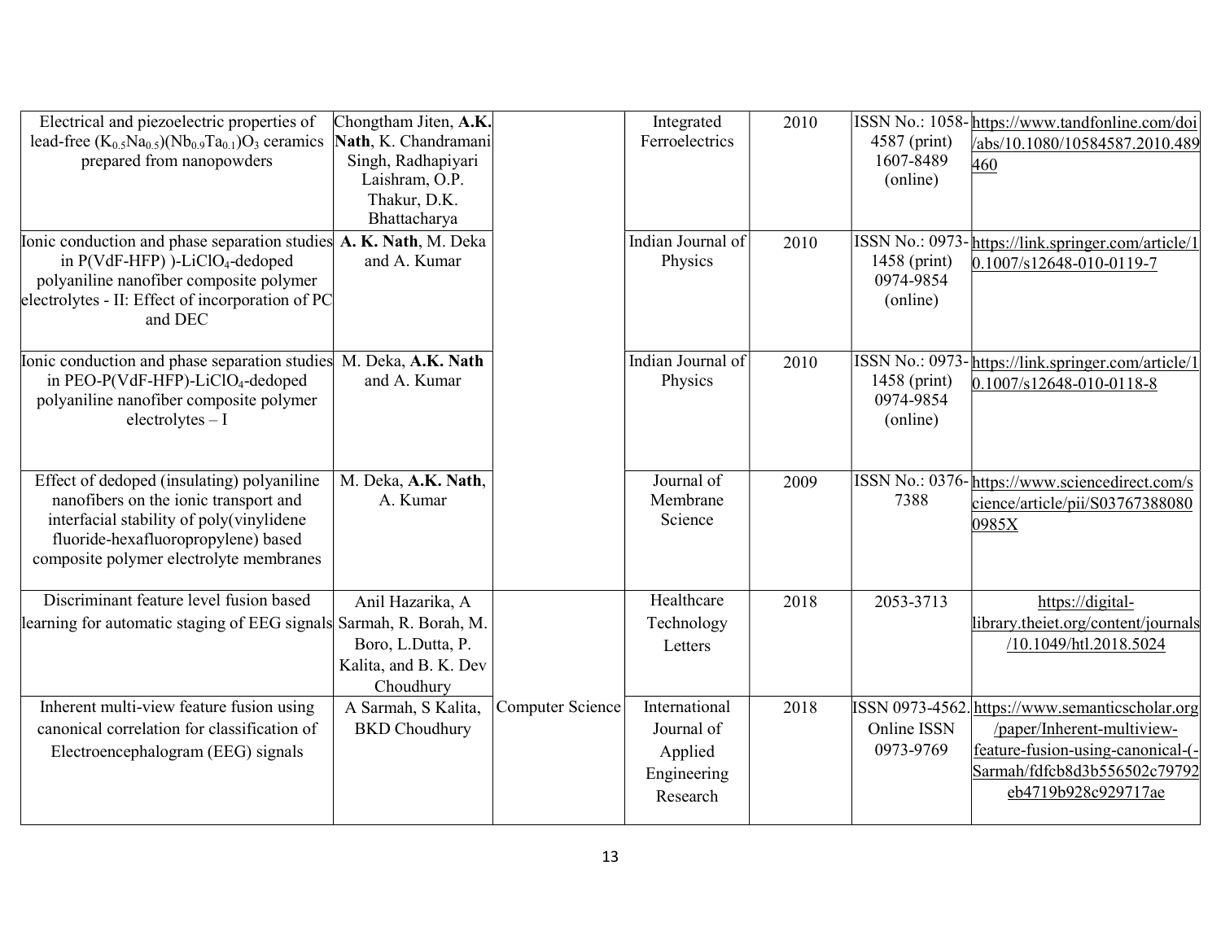| | | | | | | |
|---|---|---|---|---|---|---|
| Electrical and piezoelectric properties of lead-free $(K_{0.5}Na_{0.5})(Nb_{0.9}Ta_{0.1})O_3$ ceramics prepared from nanopowders | Chongtham Jiten, **A.K. Nath**, K. Chandramani Singh, Radhapiyari Laishram, O.P. Thakur, D.K. Bhattacharya | | Integrated Ferroelectrics | 2010 | ISSN No.: 1058-4587 (print) 1607-8489 (online) | https://www.tandfonline.com/doi/abs/10.1080/10584587.2010.489460 |
| Ionic conduction and phase separation studies in P(VdF-HFP) )-$LiClO_4$-dedoped polyaniline nanofiber composite polymer electrolytes - II: Effect of incorporation of PC and DEC | **A. K. Nath**, M. Deka and A. Kumar | | Indian Journal of Physics | 2010 | ISSN No.: 0973-1458 (print) 0974-9854 (online) | https://link.springer.com/article/10.1007/s12648-010-0119-7 |
| Ionic conduction and phase separation studies in PEO-P(VdF-HFP)-$LiClO_4$-dedoped polyaniline nanofiber composite polymer electrolytes – I | M. Deka, **A.K. Nath** and A. Kumar | | Indian Journal of Physics | 2010 | ISSN No.: 0973-1458 (print) 0974-9854 (online) | https://link.springer.com/article/10.1007/s12648-010-0118-8 |
| Effect of dedoped (insulating) polyaniline nanofibers on the ionic transport and interfacial stability of poly(vinylidene fluoride-hexafluoropropylene) based composite polymer electrolyte membranes | M. Deka, **A.K. Nath**, A. Kumar | | Journal of Membrane Science | 2009 | ISSN No.: 0376-7388 | https://www.sciencedirect.com/science/article/pii/S037673880800985X |
| Discriminant feature level fusion based learning for automatic staging of EEG signals | Anil Hazarika, A Sarmah, R. Borah, M. Boro, L.Dutta, P. Kalita, and B. K. Dev Choudhury | Computer Science | Healthcare Technology Letters | 2018 | 2053-3713 | https://digital-library.theiet.org/content/journals/10.1049/htl.2018.5024 |
| Inherent multi-view feature fusion using canonical correlation for classification of Electroencephalogram (EEG) signals | A Sarmah, S Kalita, BKD Choudhury | | International Journal of Applied Engineering Research | 2018 | ISSN 0973-4562. Online ISSN 0973-9769 | https://www.semanticscholar.org/paper/Inherent-multiview-feature-fusion-using-canonical-(-Sarmah/fdfcb8d3b556502c79792eb4719b928c929717ae |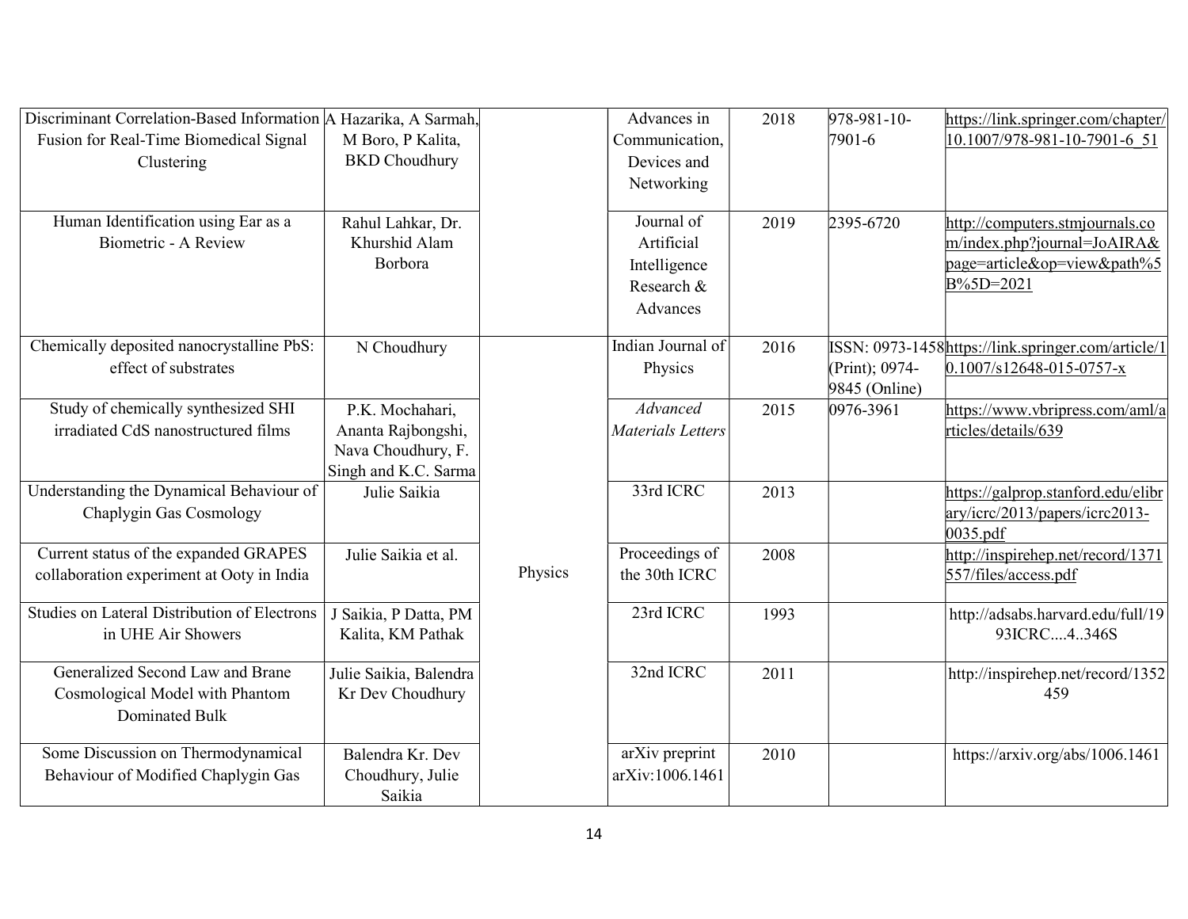| | | | | | | |
|---|---|---|---|---|---|---|
| Discriminant Correlation-Based Information Fusion for Real-Time Biomedical Signal Clustering | A Hazarika, A Sarmah, M Boro, P Kalita, BKD Choudhury | | Advances in Communication, Devices and Networking | 2018 | 978-981-10-7901-6 | https://link.springer.com/chapter/10.1007/978-981-10-7901-6_51 |
| Human Identification using Ear as a Biometric - A Review | Rahul Lahkar, Dr. Khurshid Alam Borbora | | Journal of Artificial Intelligence Research & Advances | 2019 | 2395-6720 | http://computers.stmjournals.com/index.php?journal=JoAIRA&page=article&op=view&path%5B%5D=2021 |
| Chemically deposited nanocrystalline PbS: effect of substrates | N Choudhury | Physics | Indian Journal of Physics | 2016 | ISSN: 0973-1458 (Print); 0974-9845 (Online) | https://link.springer.com/article/10.1007/s12648-015-0757-x |
| Study of chemically synthesized SHI irradiated CdS nanostructured films | P.K. Mochahari, Ananta Rajbongshi, Nava Choudhury, F. Singh and K.C. Sarma | Physics | *Advanced Materials Letters* | 2015 | 0976-3961 | https://www.vbripress.com/aml/articles/details/639 |
| Understanding the Dynamical Behaviour of Chaplygin Gas Cosmology | Julie Saikia | Physics | 33rd ICRC | 2013 | | https://galprop.stanford.edu/elibrary/icrc/2013/papers/icrc2013-0035.pdf |
| Current status of the expanded GRAPES collaboration experiment at Ooty in India | Julie Saikia et al. | Physics | Proceedings of the 30th ICRC | 2008 | | http://inspirehep.net/record/1371557/files/access.pdf |
| Studies on Lateral Distribution of Electrons in UHE Air Showers | J Saikia, P Datta, PM Kalita, KM Pathak | Physics | 23rd ICRC | 1993 | | http://adsabs.harvard.edu/full/1993ICRC....4..346S |
| Generalized Second Law and Brane Cosmological Model with Phantom Dominated Bulk | Julie Saikia, Balendra Kr Dev Choudhury | Physics | 32nd ICRC | 2011 | | http://inspirehep.net/record/1352459 |
| Some Discussion on Thermodynamical Behaviour of Modified Chaplygin Gas | Balendra Kr. Dev Choudhury, Julie Saikia | Physics | arXiv preprint arXiv:1006.1461 | 2010 | | https://arxiv.org/abs/1006.1461 |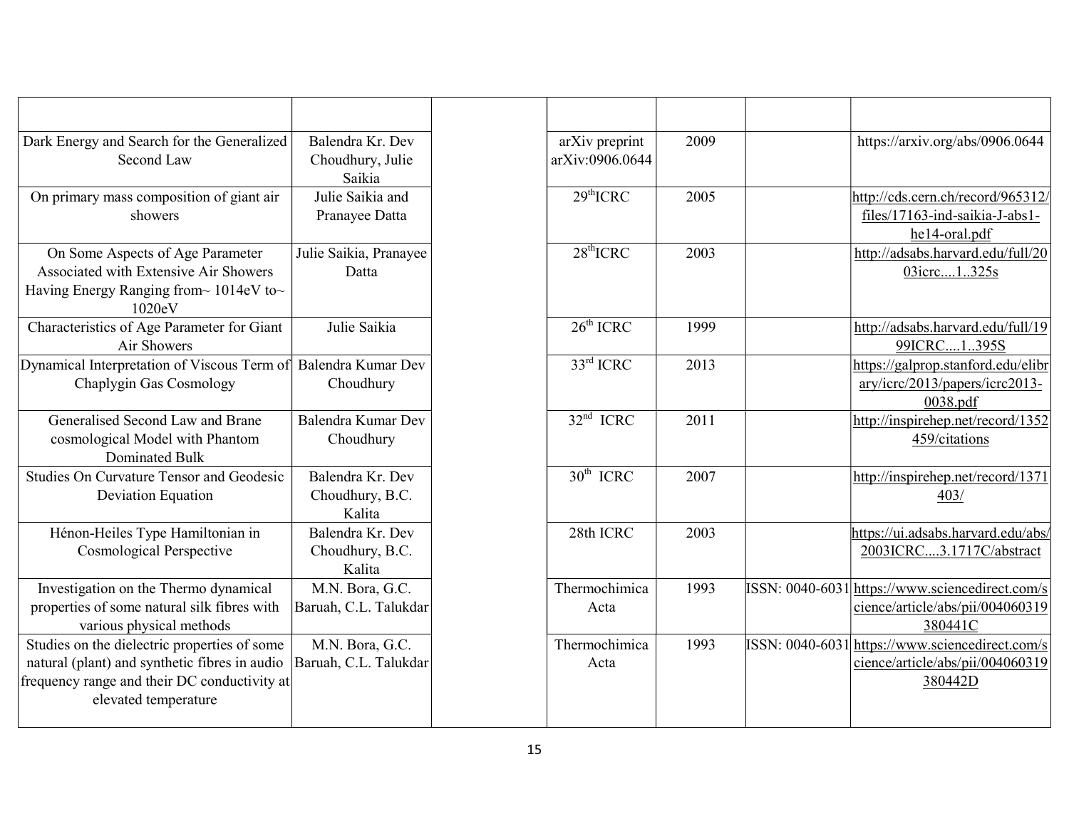| | | | | | | |
|---|---|---|---|---|---|---|
| | | | | | | |
| Dark Energy and Search for the Generalized Second Law | Balendra Kr. Dev Choudhury, Julie Saikia | | arXiv preprint arXiv:0906.0644 | 2009 | | https://arxiv.org/abs/0906.0644 |
| On primary mass composition of giant air showers | Julie Saikia and Pranayee Datta | | 29[th]ICRC | 2005 | | http://cds.cern.ch/record/965312/files/17163-ind-saikia-J-abs1-he14-oral.pdf |
| On Some Aspects of Age Parameter Associated with Extensive Air Showers Having Energy Ranging from~ 1014eV to~ 1020eV | Julie Saikia, Pranayee Datta | | 28[th]ICRC | 2003 | | http://adsabs.harvard.edu/full/2003icrc....1..325s |
| Characteristics of Age Parameter for Giant Air Showers | Julie Saikia | | 26[th] ICRC | 1999 | | http://adsabs.harvard.edu/full/1999ICRC....1..395S |
| Dynamical Interpretation of Viscous Term of Chaplygin Gas Cosmology | Balendra Kumar Dev Choudhury | | 33[rd] ICRC | 2013 | | https://galprop.stanford.edu/elibrary/icrc/2013/papers/icrc2013-0038.pdf |
| Generalised Second Law and Brane cosmological Model with Phantom Dominated Bulk | Balendra Kumar Dev Choudhury | | 32[nd] ICRC | 2011 | | http://inspirehep.net/record/1352459/citations |
| Studies On Curvature Tensor and Geodesic Deviation Equation | Balendra Kr. Dev Choudhury, B.C. Kalita | | 30[th] ICRC | 2007 | | http://inspirehep.net/record/1371403/ |
| Hénon-Heiles Type Hamiltonian in Cosmological Perspective | Balendra Kr. Dev Choudhury, B.C. Kalita | | 28th ICRC | 2003 | | https://ui.adsabs.harvard.edu/abs/2003ICRC....3.1717C/abstract |
| Investigation on the Thermo dynamical properties of some natural silk fibres with various physical methods | M.N. Bora, G.C. Baruah, C.L. Talukdar | | Thermochimica Acta | 1993 | ISSN: 0040-6031 | https://www.sciencedirect.com/science/article/abs/pii/004060319380441C |
| Studies on the dielectric properties of some natural (plant) and synthetic fibres in audio frequency range and their DC conductivity at elevated temperature | M.N. Bora, G.C. Baruah, C.L. Talukdar | | Thermochimica Acta | 1993 | ISSN: 0040-6031 | https://www.sciencedirect.com/science/article/abs/pii/004060319380442D |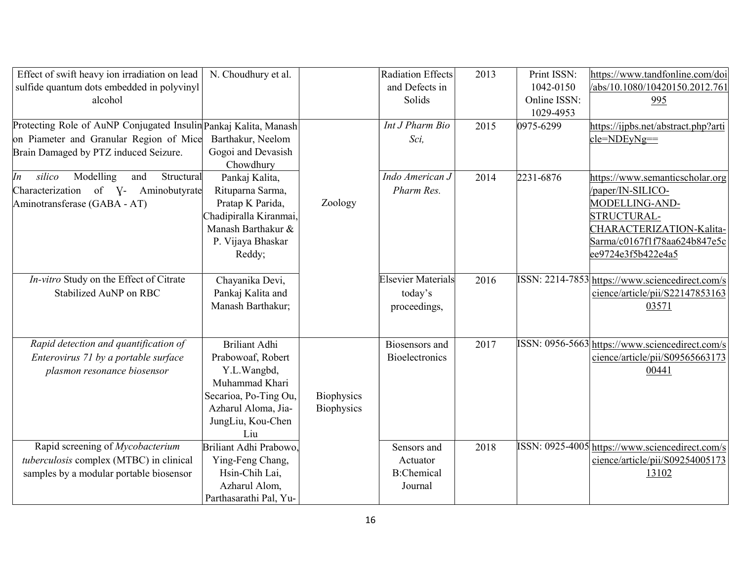| | | | | | | |
|---|---|---|---|---|---|---|
| Effect of swift heavy ion irradiation on lead sulfide quantum dots embedded in polyvinyl alcohol | N. Choudhury et al. | | Radiation Effects and Defects in Solids | 2013 | Print ISSN: 1042-0150 Online ISSN: 1029-4953 | https://www.tandfonline.com/doi/abs/10.1080/10420150.2012.761995 |
| Protecting Role of AuNP Conjugated Insulin on Piameter and Granular Region of Mice Brain Damaged by PTZ induced Seizure. | Pankaj Kalita, Manash Barthakur, Neelom Gogoi and Devasish Chowdhury | Zoology | *Int J Pharm Bio Sci,* | 2015 | 0975-6299 | https://ijpbs.net/abstract.php?article=NDEyNg== |
| *In silico* Modelling and Structural Characterization of Ɣ- Aminobutyrate Aminotransferase (GABA - AT) | Pankaj Kalita, Rituparna Sarma, Pratap K Parida, Chadipiralla Kiranmai, Manash Barthakur & P. Vijaya Bhaskar Reddy; | | *Indo American J Pharm Res.* | 2014 | 2231-6876 | https://www.semanticscholar.org/paper/IN-SILICO-MODELLING-AND-STRUCTURAL-CHARACTERIZATION-Kalita-Sarma/c0167f1f78aa624b847e5cee9724e3f5b422e4a5 |
| *In-vitro* Study on the Effect of Citrate Stabilized AuNP on RBC | Chayanika Devi, Pankaj Kalita and Manash Barthakur; | | Elsevier Materials today's proceedings, | 2016 | ISSN: 2214-7853 | https://www.sciencedirect.com/science/article/pii/S2214785316303571 |
| *Rapid detection and quantification of Enterovirus 71 by a portable surface plasmon resonance biosensor* | Briliant Adhi Prabowoaf, Robert Y.L.Wangbd, Muhammad Khari Secarioa, Po-Ting Ou, Azharul Aloma, Jia-JungLiu, Kou-Chen Liu | Biophysics Biophysics | Biosensors and Bioelectronics | 2017 | ISSN: 0956-5663 | https://www.sciencedirect.com/science/article/pii/S0956566317300441 |
| Rapid screening of *Mycobacterium tuberculosis* complex (MTBC) in clinical samples by a modular portable biosensor | Briliant Adhi Prabowo, Ying-Feng Chang, Hsin-Chih Lai, Azharul Alom, Parthasarathi Pal, Yu- | | Sensors and Actuator B:Chemical Journal | 2018 | ISSN: 0925-4005 | https://www.sciencedirect.com/science/article/pii/S0925400517313102 |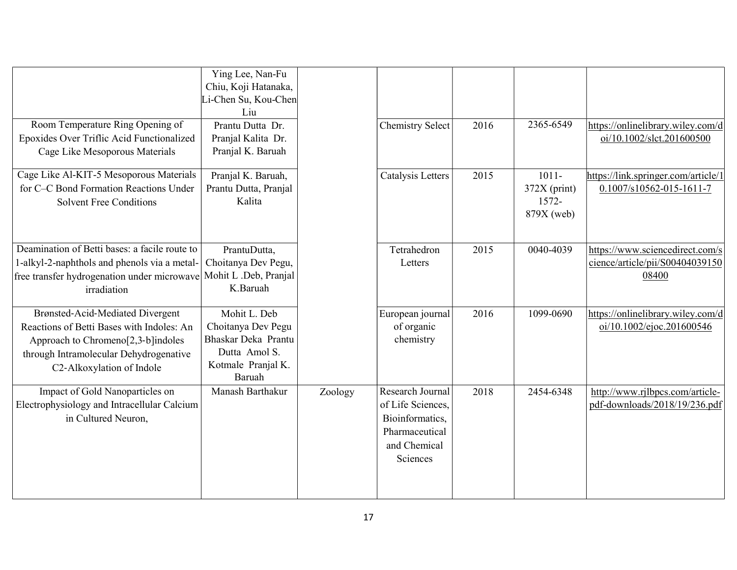| | | | | | | |
|---|---|---|---|---|---|---|
| | Ying Lee, Nan-Fu Chiu, Koji Hatanaka, Li-Chen Su, Kou-Chen Liu | | | | | |
| Room Temperature Ring Opening of Epoxides Over Triflic Acid Functionalized Cage Like Mesoporous Materials | Prantu Dutta Dr. Pranjal Kalita Dr. Pranjal K. Baruah | | Chemistry Select | 2016 | 2365-6549 | https://onlinelibrary.wiley.com/doi/10.1002/slct.201600500 |
| Cage Like Al-KIT-5 Mesoporous Materials for C–C Bond Formation Reactions Under Solvent Free Conditions | Pranjal K. Baruah, Prantu Dutta, Pranjal Kalita | | Catalysis Letters | 2015 | 1011-372X (print) 1572-879X (web) | https://link.springer.com/article/10.1007/s10562-015-1611-7 |
| Deamination of Betti bases: a facile route to 1-alkyl-2-naphthols and phenols via a metal-free transfer hydrogenation under microwave irradiation | PrantuDutta, Choitanya Dev Pegu, Mohit L .Deb, Pranjal K.Baruah | | Tetrahedron Letters | 2015 | 0040-4039 | https://www.sciencedirect.com/science/article/pii/S0040403915008400 |
| Brønsted-Acid-Mediated Divergent Reactions of Betti Bases with Indoles: An Approach to Chromeno[2,3-b]indoles through Intramolecular Dehydrogenative C2-Alkoxylation of Indole | Mohit L. Deb Choitanya Dev Pegu Bhaskar Deka Prantu Dutta Amol S. Kotmale Pranjal K. Baruah | | European journal of organic chemistry | 2016 | 1099-0690 | https://onlinelibrary.wiley.com/doi/10.1002/ejoc.201600546 |
| Impact of Gold Nanoparticles on Electrophysiology and Intracellular Calcium in Cultured Neuron, | Manash Barthakur | Zoology | Research Journal of Life Sciences, Bioinformatics, Pharmaceutical and Chemical Sciences | 2018 | 2454-6348 | http://www.rjlbpcs.com/article-pdf-downloads/2018/19/236.pdf |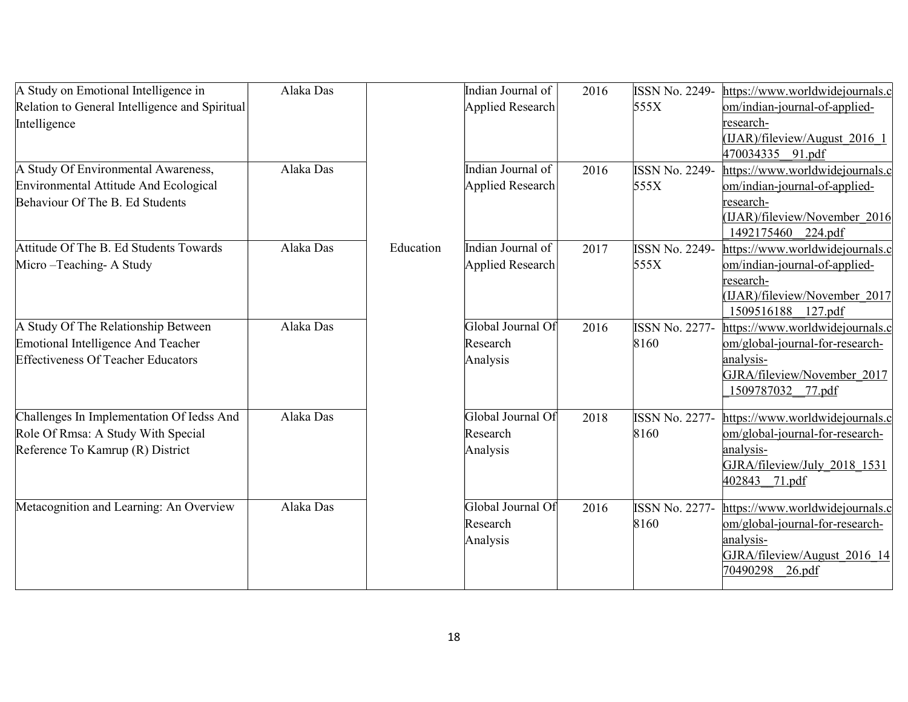| | | | | | | |
|---|---|---|---|---|---|---|
| A Study on Emotional Intelligence in Relation to General Intelligence and Spiritual Intelligence | Alaka Das | Education | Indian Journal of Applied Research | 2016 | ISSN No. 2249-555X | https://www.worldwidejournals.com/indian-journal-of-applied-research-(IJAR)/fileview/August_2016_1470034335__91.pdf |
| A Study Of Environmental Awareness, Environmental Attitude And Ecological Behaviour Of The B. Ed Students | Alaka Das | | Indian Journal of Applied Research | 2016 | ISSN No. 2249-555X | https://www.worldwidejournals.com/indian-journal-of-applied-research-(IJAR)/fileview/November_2016_1492175460__224.pdf |
| Attitude Of The B. Ed Students Towards Micro –Teaching- A Study | Alaka Das | | Indian Journal of Applied Research | 2017 | ISSN No. 2249-555X | https://www.worldwidejournals.com/indian-journal-of-applied-research-(IJAR)/fileview/November_2017_1509516188__127.pdf |
| A Study Of The Relationship Between Emotional Intelligence And Teacher Effectiveness Of Teacher Educators | Alaka Das | | Global Journal Of Research Analysis | 2016 | ISSN No. 2277-8160 | https://www.worldwidejournals.com/global-journal-for-research-analysis-GJRA/fileview/November_2017_1509787032__77.pdf |
| Challenges In Implementation Of Iedss And Role Of Rmsa: A Study With Special Reference To Kamrup (R) District | Alaka Das | | Global Journal Of Research Analysis | 2018 | ISSN No. 2277-8160 | https://www.worldwidejournals.com/global-journal-for-research-analysis-GJRA/fileview/July_2018_1531402843__71.pdf |
| Metacognition and Learning: An Overview | Alaka Das | | Global Journal Of Research Analysis | 2016 | ISSN No. 2277-8160 | https://www.worldwidejournals.com/global-journal-for-research-analysis-GJRA/fileview/August_2016_1470490298__26.pdf |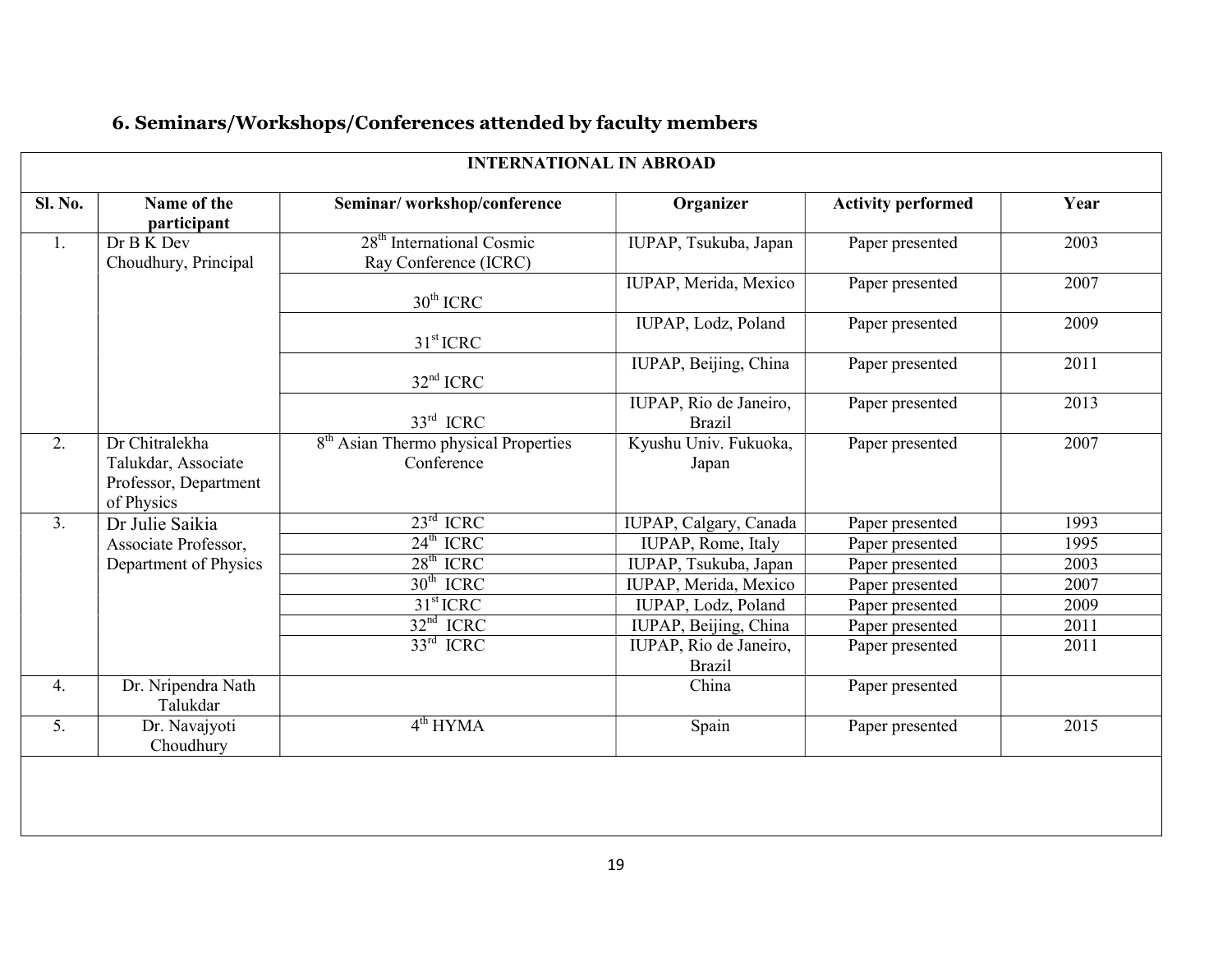### 6. Seminars/Workshops/Conferences attended by faculty members

| INTERNATIONAL IN ABROAD | | | | | |
|---|---|---|---|---|---|
| **Sl. No.** | **Name of the participant** | **Seminar/ workshop/conference** | **Organizer** | **Activity performed** | **Year** |
| 1. | Dr B K Dev Choudhury, Principal | 28th International Cosmic Ray Conference (ICRC) | IUPAP, Tsukuba, Japan | Paper presented | 2003 |
| | | 30th ICRC | IUPAP, Merida, Mexico | Paper presented | 2007 |
| | | 31st ICRC | IUPAP, Lodz, Poland | Paper presented | 2009 |
| | | 32nd ICRC | IUPAP, Beijing, China | Paper presented | 2011 |
| | | 33rd ICRC | IUPAP, Rio de Janeiro, Brazil | Paper presented | 2013 |
| 2. | Dr Chitralekha Talukdar, Associate Professor, Department of Physics | 8th Asian Thermo physical Properties Conference | Kyushu Univ. Fukuoka, Japan | Paper presented | 2007 |
| 3. | Dr Julie Saikia Associate Professor, Department of Physics | 23rd ICRC | IUPAP, Calgary, Canada | Paper presented | 1993 |
| | | 24th ICRC | IUPAP, Rome, Italy | Paper presented | 1995 |
| | | 28th ICRC | IUPAP, Tsukuba, Japan | Paper presented | 2003 |
| | | 30th ICRC | IUPAP, Merida, Mexico | Paper presented | 2007 |
| | | 31st ICRC | IUPAP, Lodz, Poland | Paper presented | 2009 |
| | | 32nd ICRC | IUPAP, Beijing, China | Paper presented | 2011 |
| | | 33rd ICRC | IUPAP, Rio de Janeiro, Brazil | Paper presented | 2011 |
| 4. | Dr. Nripendra Nath Talukdar | | China | Paper presented | |
| 5. | Dr. Navajyoti Choudhury | 4th HYMA | Spain | Paper presented | 2015 |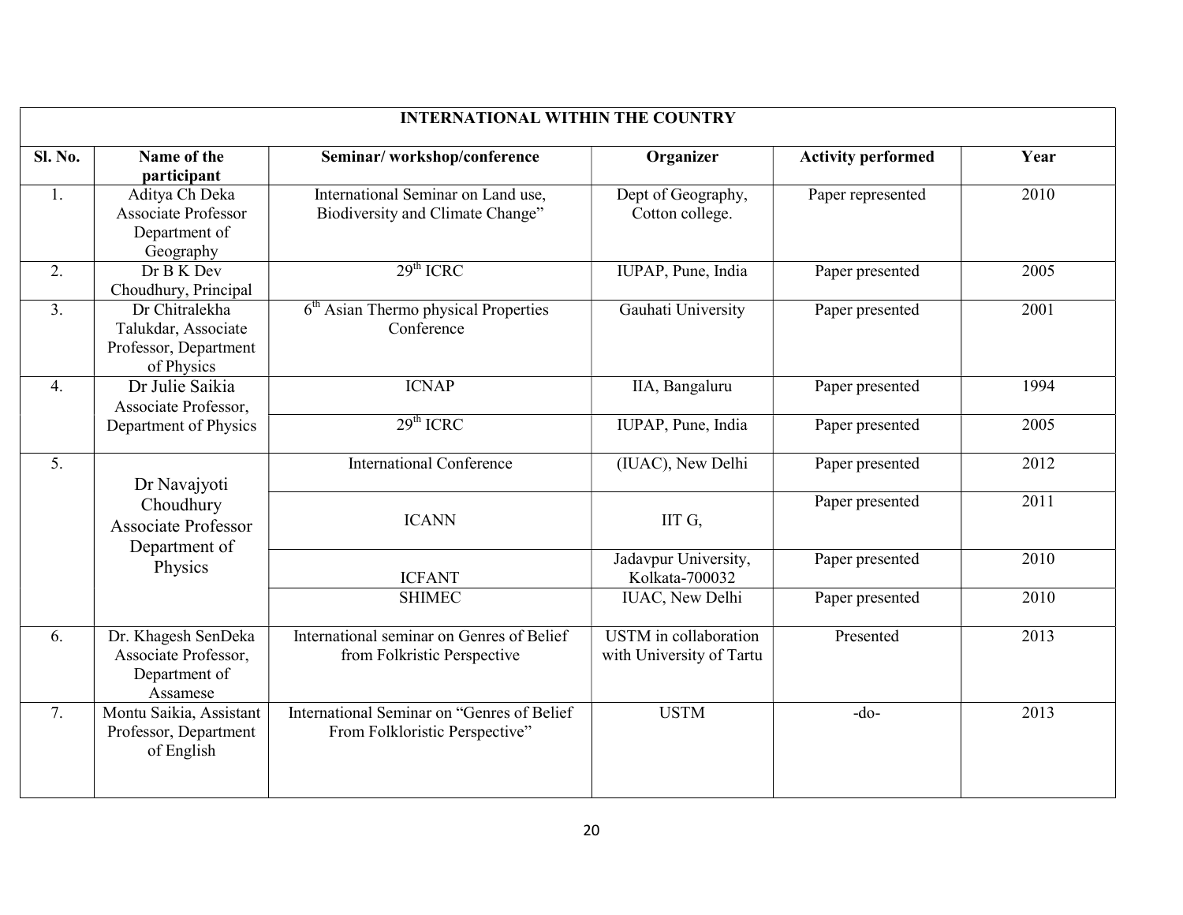| INTERNATIONAL WITHIN THE COUNTRY | | | | | |
|---|---|---|---|---|---|
| **Sl. No.** | **Name of the participant** | **Seminar/ workshop/conference** | **Organizer** | **Activity performed** | **Year** |
| 1. | Aditya Ch Deka Associate Professor Department of Geography | International Seminar on Land use, Biodiversity and Climate Change" | Dept of Geography, Cotton college. | Paper represented | 2010 |
| 2. | Dr B K Dev Choudhury, Principal | 29th ICRC | IUPAP, Pune, India | Paper presented | 2005 |
| 3. | Dr Chitralekha Talukdar, Associate Professor, Department of Physics | 6th Asian Thermo physical Properties Conference | Gauhati University | Paper presented | 2001 |
| 4. | Dr Julie Saikia Associate Professor, Department of Physics | ICNAP | IIA, Bangaluru | Paper presented | 1994 |
| | | 29th ICRC | IUPAP, Pune, India | Paper presented | 2005 |
| 5. | Dr Navajyoti Choudhury Associate Professor Department of Physics | International Conference | (IUAC), New Delhi | Paper presented | 2012 |
| | | ICANN | IIT G, | Paper presented | 2011 |
| | | ICFANT | Jadavpur University, Kolkata-700032 | Paper presented | 2010 |
| | | SHIMEC | IUAC, New Delhi | Paper presented | 2010 |
| 6. | Dr. Khagesh SenDeka Associate Professor, Department of Assamese | International seminar on Genres of Belief from Folkristic Perspective | USTM in collaboration with University of Tartu | Presented | 2013 |
| 7. | Montu Saikia, Assistant Professor, Department of English | International Seminar on "Genres of Belief From Folkloristic Perspective" | USTM | -do- | 2013 |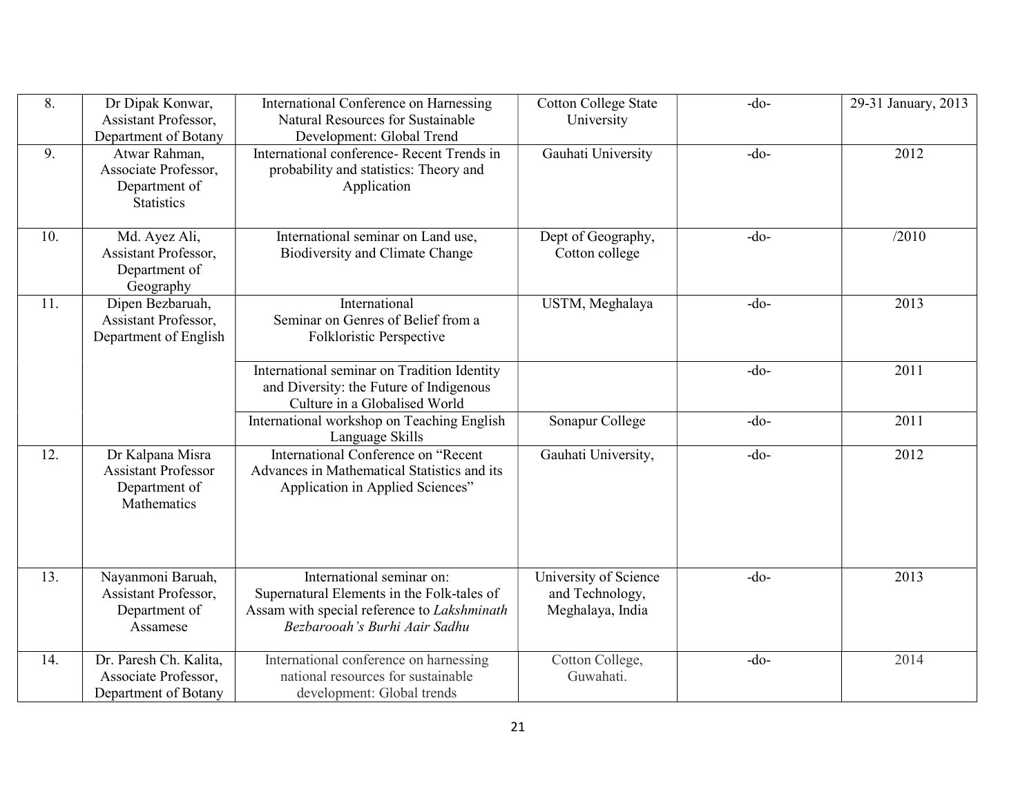| | | | | | |
|---|---|---|---|---|---|
| 8. | Dr Dipak Konwar, Assistant Professor, Department of Botany | International Conference on Harnessing Natural Resources for Sustainable Development: Global Trend | Cotton College State University | -do- | 29-31 January, 2013 |
| 9. | Atwar Rahman, Associate Professor, Department of Statistics | International conference- Recent Trends in probability and statistics: Theory and Application | Gauhati University | -do- | 2012 |
| 10. | Md. Ayez Ali, Assistant Professor, Department of Geography | International seminar on Land use, Biodiversity and Climate Change | Dept of Geography, Cotton college | -do- | /2010 |
| 11. | Dipen Bezbaruah, Assistant Professor, Department of English | International Seminar on Genres of Belief from a Folkloristic Perspective | USTM, Meghalaya | -do- | 2013 |
| | | International seminar on Tradition Identity and Diversity: the Future of Indigenous Culture in a Globalised World | | -do- | 2011 |
| | | International workshop on Teaching English Language Skills | Sonapur College | -do- | 2011 |
| 12. | Dr Kalpana Misra Assistant Professor Department of Mathematics | International Conference on "Recent Advances in Mathematical Statistics and its Application in Applied Sciences" | Gauhati University, | -do- | 2012 |
| 13. | Nayanmoni Baruah, Assistant Professor, Department of Assamese | International seminar on: Supernatural Elements in the Folk-tales of Assam with special reference to *Lakshminath Bezbarooah's Burhi Aair Sadhu* | University of Science and Technology, Meghalaya, India | -do- | 2013 |
| 14. | Dr. Paresh Ch. Kalita, Associate Professor, Department of Botany | International conference on harnessing national resources for sustainable development: Global trends | Cotton College, Guwahati. | -do- | 2014 |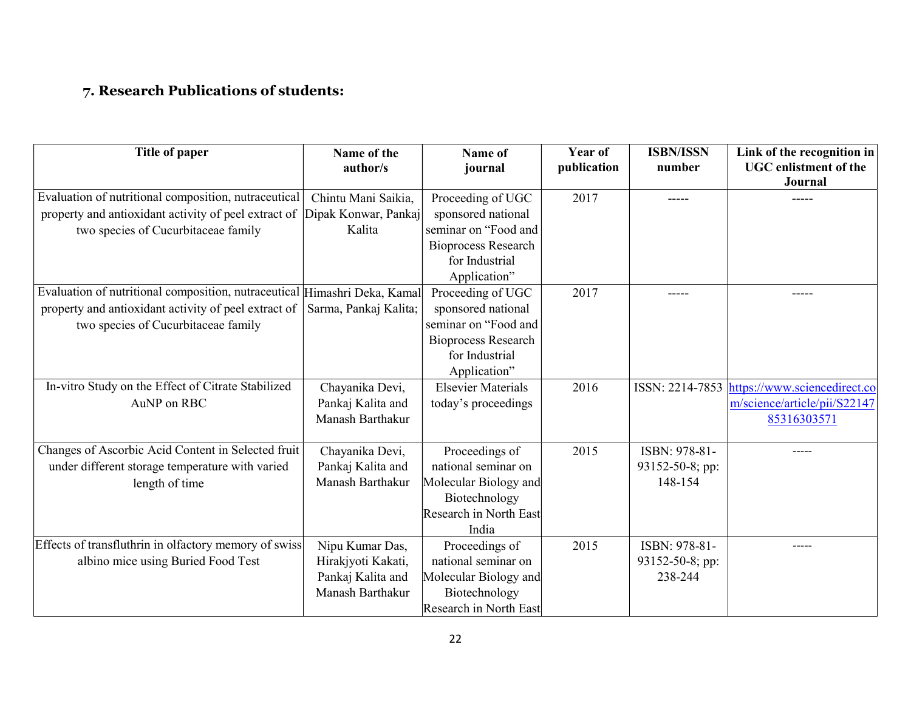### 7. Research Publications of students:

| Title of paper | Name of the author/s | Name of journal | Year of publication | ISBN/ISSN number | Link of the recognition in UGC enlistment of the Journal |
|---|---|---|---|---|---|
| Evaluation of nutritional composition, nutraceutical property and antioxidant activity of peel extract of two species of Cucurbitaceae family | Chintu Mani Saikia, Dipak Konwar, Pankaj Kalita | Proceeding of UGC sponsored national seminar on "Food and Bioprocess Research for Industrial Application" | 2017 | ----- | ----- |
| Evaluation of nutritional composition, nutraceutical property and antioxidant activity of peel extract of two species of Cucurbitaceae family | Himashri Deka, Kamal Sarma, Pankaj Kalita; | Proceeding of UGC sponsored national seminar on "Food and Bioprocess Research for Industrial Application" | 2017 | ----- | ----- |
| In-vitro Study on the Effect of Citrate Stabilized AuNP on RBC | Chayanika Devi, Pankaj Kalita and Manash Barthakur | Elsevier Materials today's proceedings | 2016 | ISSN: 2214-7853 | https://www.sciencedirect.com/science/article/pii/S2214785316303571 |
| Changes of Ascorbic Acid Content in Selected fruit under different storage temperature with varied length of time | Chayanika Devi, Pankaj Kalita and Manash Barthakur | Proceedings of national seminar on Molecular Biology and Biotechnology Research in North East India | 2015 | ISBN: 978-81-93152-50-8; pp: 148-154 | ----- |
| Effects of transfluthrin in olfactory memory of swiss albino mice using Buried Food Test | Nipu Kumar Das, Hirakjyoti Kakati, Pankaj Kalita and Manash Barthakur | Proceedings of national seminar on Molecular Biology and Biotechnology Research in North East | 2015 | ISBN: 978-81-93152-50-8; pp: 238-244 | ----- |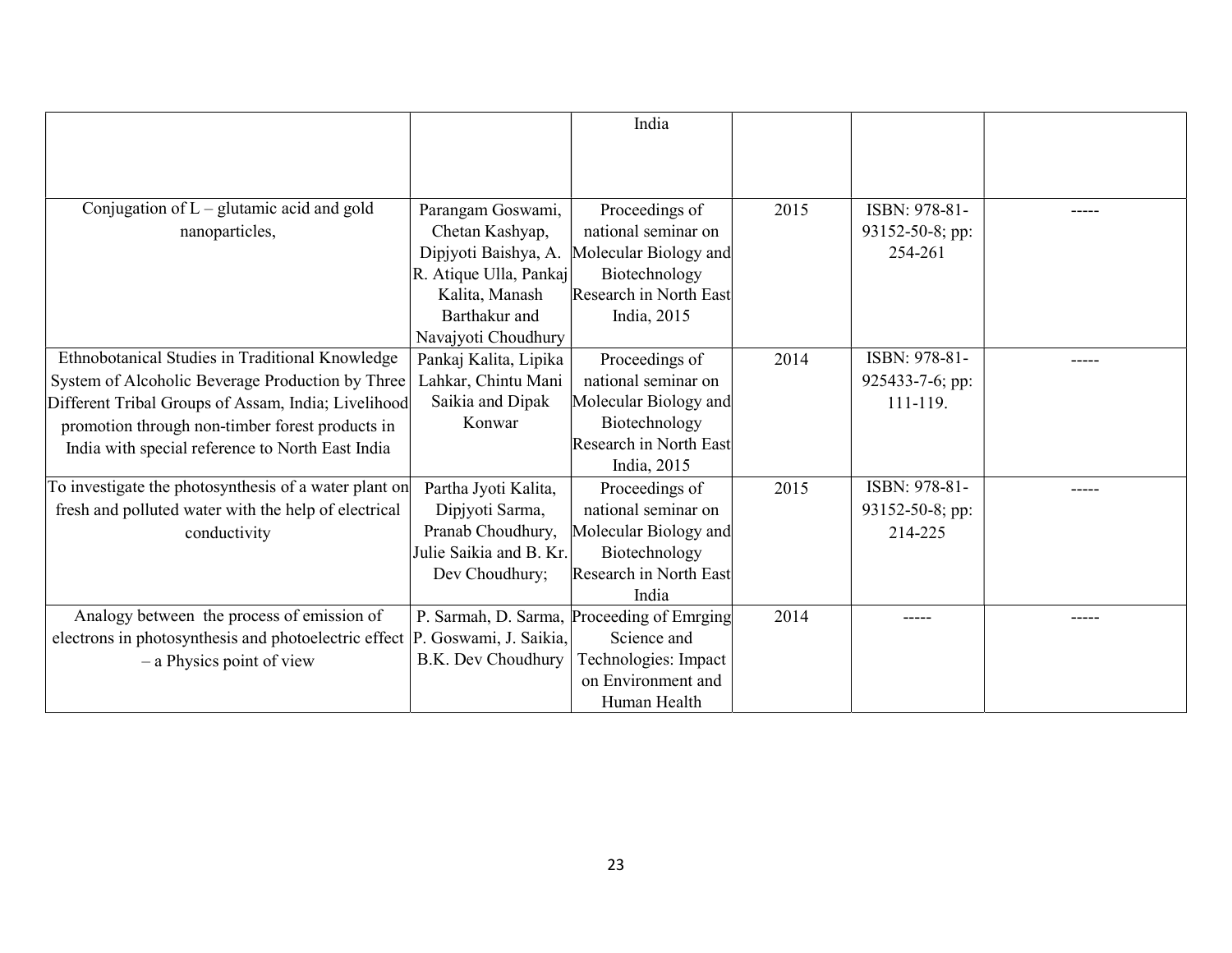| | | | | | |
|---|---|---|---|---|---|
| | | India | | | |
| Conjugation of L – glutamic acid and gold nanoparticles, | Parangam Goswami, Chetan Kashyap, Dipjyoti Baishya, A. R. Atique Ulla, Pankaj Kalita, Manash Barthakur and Navajyoti Choudhury | Proceedings of national seminar on Molecular Biology and Biotechnology Research in North East India, 2015 | 2015 | ISBN: 978-81-93152-50-8; pp: 254-261 | ----- |
| Ethnobotanical Studies in Traditional Knowledge System of Alcoholic Beverage Production by Three Different Tribal Groups of Assam, India; Livelihood promotion through non-timber forest products in India with special reference to North East India | Pankaj Kalita, Lipika Lahkar, Chintu Mani Saikia and Dipak Konwar | Proceedings of national seminar on Molecular Biology and Biotechnology Research in North East India, 2015 | 2014 | ISBN: 978-81-925433-7-6; pp: 111-119. | ----- |
| To investigate the photosynthesis of a water plant on fresh and polluted water with the help of electrical conductivity | Partha Jyoti Kalita, Dipjyoti Sarma, Pranab Choudhury, Julie Saikia and B. Kr. Dev Choudhury; | Proceedings of national seminar on Molecular Biology and Biotechnology Research in North East India | 2015 | ISBN: 978-81-93152-50-8; pp: 214-225 | ----- |
| Analogy between the process of emission of electrons in photosynthesis and photoelectric effect – a Physics point of view | P. Sarmah, D. Sarma, P. Goswami, J. Saikia, B.K. Dev Choudhury | Proceeding of Emrging Science and Technologies: Impact on Environment and Human Health | 2014 | ----- | ----- |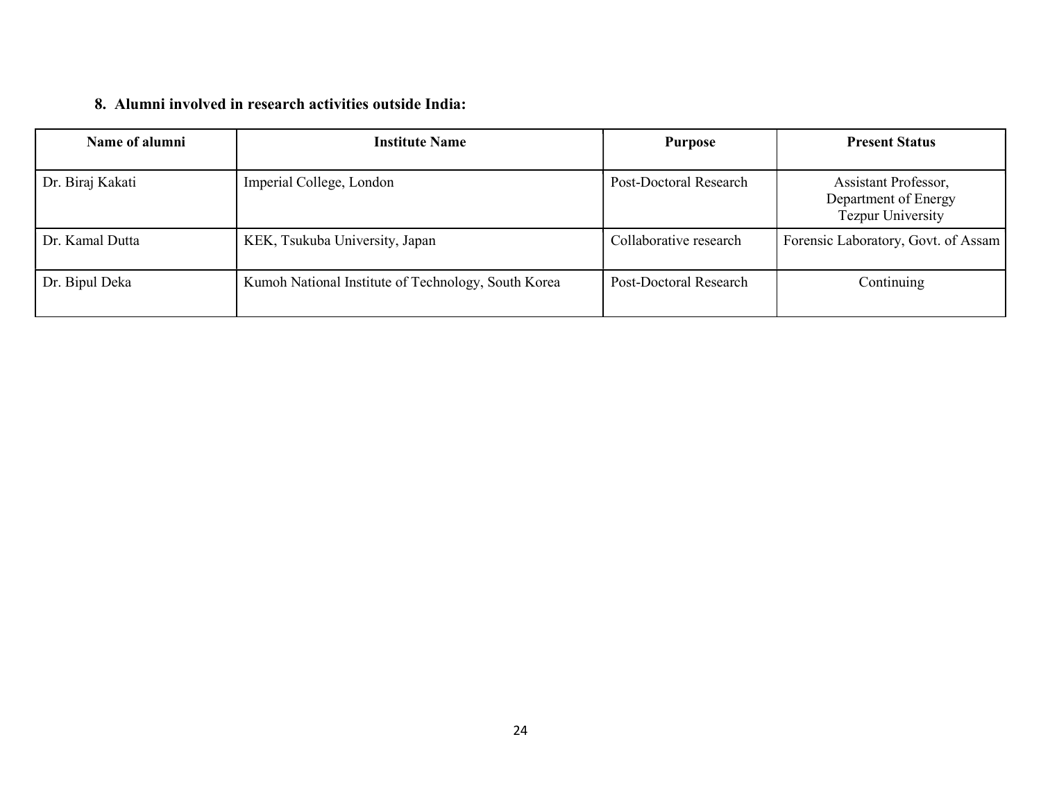**8. Alumni involved in research activities outside India:**

| Name of alumni | Institute Name | Purpose | Present Status |
|---|---|---|---|
| Dr. Biraj Kakati | Imperial College, London | Post-Doctoral Research | Assistant Professor, Department of Energy Tezpur University |
| Dr. Kamal Dutta | KEK, Tsukuba University, Japan | Collaborative research | Forensic Laboratory, Govt. of Assam |
| Dr. Bipul Deka | Kumoh National Institute of Technology, South Korea | Post-Doctoral Research | Continuing |